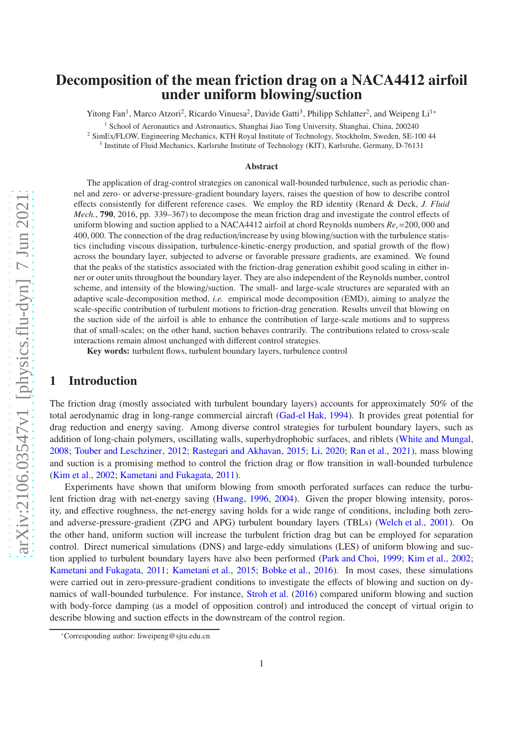# Decomposition of the mean friction drag on a NACA4412 airfoil under uniform blowing/suction

Yitong Fan[1], Marco Atzori[2], Ricardo Vinuesa[2], Davide Gatti[3], Philipp Schlatter[2], and Weipeng Li[1*]

[1] School of Aeronautics and Astronautics, Shanghai Jiao Tong University, Shanghai, China, 200240

[2] SimEx/FLOW, Engineering Mechanics, KTH Royal Institute of Technology, Stockholm, Sweden, SE-100 44

[3] Institute of Fluid Mechanics, Karlsruhe Institute of Technology (KIT), Karlsruhe, Germany, D-76131

### Abstract

The application of drag-control strategies on canonical wall-bounded turbulence, such as periodic channel and zero- or adverse-pressure-gradient boundary layers, raises the question of how to describe control effects consistently for different reference cases. We employ the RD identity (Renard & Deck, *J. Fluid Mech.*, **790**, 2016, pp. 339–367) to decompose the mean friction drag and investigate the control effects of uniform blowing and suction applied to a NACA4412 airfoil at chord Reynolds numbers $Re_c$=200,000 and 400,000. The connection of the drag reduction/increase by using blowing/suction with the turbulence statistics (including viscous dissipation, turbulence-kinetic-energy production, and spatial growth of the flow) across the boundary layer, subjected to adverse or favorable pressure gradients, are examined. We found that the peaks of the statistics associated with the friction-drag generation exhibit good scaling in either inner or outer units throughout the boundary layer. They are also independent of the Reynolds number, control scheme, and intensity of the blowing/suction. The small- and large-scale structures are separated with an adaptive scale-decomposition method, *i.e.* empirical mode decomposition (EMD), aiming to analyze the scale-specific contribution of turbulent motions to friction-drag generation. Results unveil that blowing on the suction side of the airfoil is able to enhance the contribution of large-scale motions and to suppress that of small-scales; on the other hand, suction behaves contrarily. The contributions related to cross-scale interactions remain almost unchanged with different control strategies.

**Key words:** turbulent flows, turbulent boundary layers, turbulence control

## 1 Introduction

The friction drag (mostly associated with turbulent boundary layers) accounts for approximately 50% of the total aerodynamic drag in long-range commercial aircraft (Gad-el Hak, 1994). It provides great potential for drag reduction and energy saving. Among diverse control strategies for turbulent boundary layers, such as addition of long-chain polymers, oscillating walls, superhydrophobic surfaces, and riblets (White and Mungal, 2008; Touber and Leschziner, 2012; Rastegari and Akhavan, 2015; Li, 2020; Ran et al., 2021), mass blowing and suction is a promising method to control the friction drag or flow transition in wall-bounded turbulence (Kim et al., 2002; Kametani and Fukagata, 2011).

Experiments have shown that uniform blowing from smooth perforated surfaces can reduce the turbulent friction drag with net-energy saving (Hwang, 1996, 2004). Given the proper blowing intensity, porosity, and effective roughness, the net-energy saving holds for a wide range of conditions, including both zero- and adverse-pressure-gradient (ZPG and APG) turbulent boundary layers (TBLs) (Welch et al., 2001). On the other hand, uniform suction will increase the turbulent friction drag but can be employed for separation control. Direct numerical simulations (DNS) and large-eddy simulations (LES) of uniform blowing and suction applied to turbulent boundary layers have also been performed (Park and Choi, 1999; Kim et al., 2002; Kametani and Fukagata, 2011; Kametani et al., 2015; Bobke et al., 2016). In most cases, these simulations were carried out in zero-pressure-gradient conditions to investigate the effects of blowing and suction on dynamics of wall-bounded turbulence. For instance, Stroh et al. (2016) compared uniform blowing and suction with body-force damping (as a model of opposition control) and introduced the concept of virtual origin to describe blowing and suction effects in the downstream of the control region.

*Corresponding author: liweipeng@sjtu.edu.cn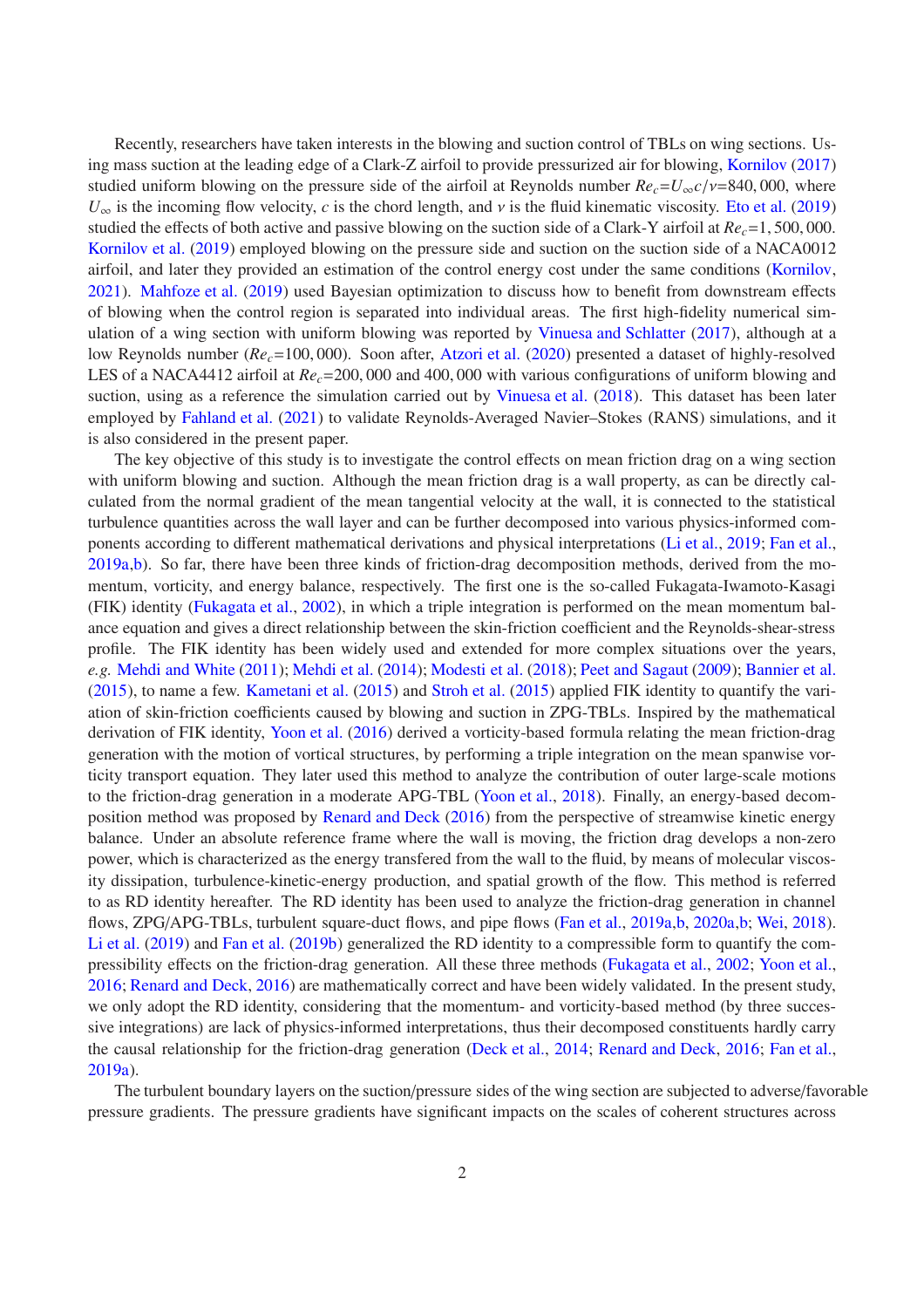Recently, researchers have taken interests in the blowing and suction control of TBLs on wing sections. Using mass suction at the leading edge of a Clark-Z airfoil to provide pressurized air for blowing, Kornilov (2017) studied uniform blowing on the pressure side of the airfoil at Reynolds number $Re_c$=$U_\infty c/\nu$=840,000, where $U_\infty$ is the incoming flow velocity, $c$ is the chord length, and $\nu$ is the fluid kinematic viscosity. Eto et al. (2019) studied the effects of both active and passive blowing on the suction side of a Clark-Y airfoil at $Re_c$=1,500,000. Kornilov et al. (2019) employed blowing on the pressure side and suction on the suction side of a NACA0012 airfoil, and later they provided an estimation of the control energy cost under the same conditions (Kornilov, 2021). Mahfoze et al. (2019) used Bayesian optimization to discuss how to benefit from downstream effects of blowing when the control region is separated into individual areas. The first high-fidelity numerical simulation of a wing section with uniform blowing was reported by Vinuesa and Schlatter (2017), although at a low Reynolds number ($Re_c$=100,000). Soon after, Atzori et al. (2020) presented a dataset of highly-resolved LES of a NACA4412 airfoil at $Re_c$=200,000 and 400,000 with various configurations of uniform blowing and suction, using as a reference the simulation carried out by Vinuesa et al. (2018). This dataset has been later employed by Fahland et al. (2021) to validate Reynolds-Averaged Navier–Stokes (RANS) simulations, and it is also considered in the present paper.

The key objective of this study is to investigate the control effects on mean friction drag on a wing section with uniform blowing and suction. Although the mean friction drag is a wall property, as can be directly calculated from the normal gradient of the mean tangential velocity at the wall, it is connected to the statistical turbulence quantities across the wall layer and can be further decomposed into various physics-informed components according to different mathematical derivations and physical interpretations (Li et al., 2019; Fan et al., 2019a,b). So far, there have been three kinds of friction-drag decomposition methods, derived from the momentum, vorticity, and energy balance, respectively. The first one is the so-called Fukagata-Iwamoto-Kasagi (FIK) identity (Fukagata et al., 2002), in which a triple integration is performed on the mean momentum balance equation and gives a direct relationship between the skin-friction coefficient and the Reynolds-shear-stress profile. The FIK identity has been widely used and extended for more complex situations over the years, *e.g.* Mehdi and White (2011); Mehdi et al. (2014); Modesti et al. (2018); Peet and Sagaut (2009); Bannier et al. (2015), to name a few. Kametani et al. (2015) and Stroh et al. (2015) applied FIK identity to quantify the variation of skin-friction coefficients caused by blowing and suction in ZPG-TBLs. Inspired by the mathematical derivation of FIK identity, Yoon et al. (2016) derived a vorticity-based formula relating the mean friction-drag generation with the motion of vortical structures, by performing a triple integration on the mean spanwise vorticity transport equation. They later used this method to analyze the contribution of outer large-scale motions to the friction-drag generation in a moderate APG-TBL (Yoon et al., 2018). Finally, an energy-based decomposition method was proposed by Renard and Deck (2016) from the perspective of streamwise kinetic energy balance. Under an absolute reference frame where the wall is moving, the friction drag develops a non-zero power, which is characterized as the energy transfered from the wall to the fluid, by means of molecular viscosity dissipation, turbulence-kinetic-energy production, and spatial growth of the flow. This method is referred to as RD identity hereafter. The RD identity has been used to analyze the friction-drag generation in channel flows, ZPG/APG-TBLs, turbulent square-duct flows, and pipe flows (Fan et al., 2019a,b, 2020a,b; Wei, 2018). Li et al. (2019) and Fan et al. (2019b) generalized the RD identity to a compressible form to quantify the compressibility effects on the friction-drag generation. All these three methods (Fukagata et al., 2002; Yoon et al., 2016; Renard and Deck, 2016) are mathematically correct and have been widely validated. In the present study, we only adopt the RD identity, considering that the momentum- and vorticity-based method (by three successive integrations) are lack of physics-informed interpretations, thus their decomposed constituents hardly carry the causal relationship for the friction-drag generation (Deck et al., 2014; Renard and Deck, 2016; Fan et al., 2019a).

The turbulent boundary layers on the suction/pressure sides of the wing section are subjected to adverse/favorable pressure gradients. The pressure gradients have significant impacts on the scales of coherent structures across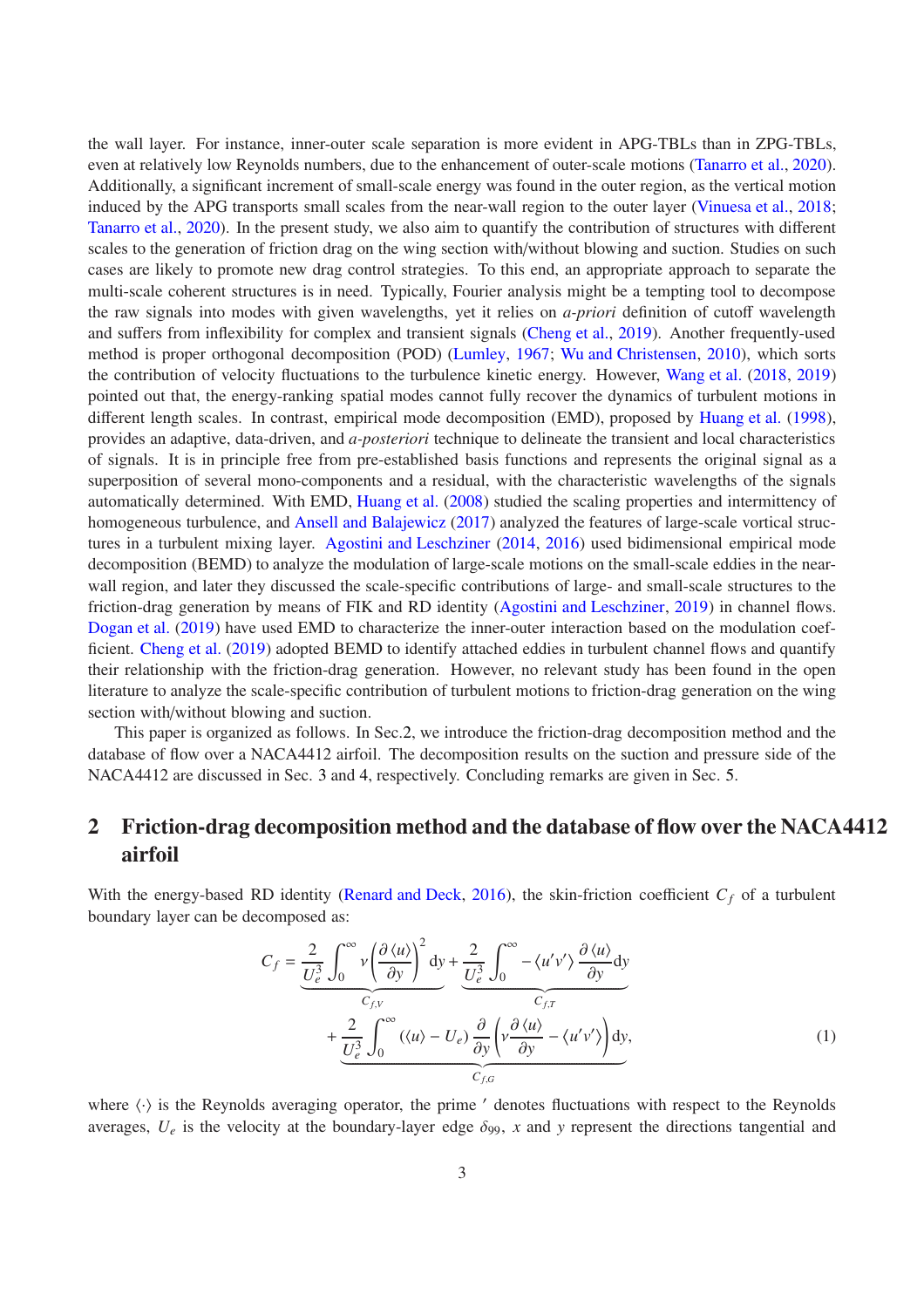the wall layer. For instance, inner-outer scale separation is more evident in APG-TBLs than in ZPG-TBLs, even at relatively low Reynolds numbers, due to the enhancement of outer-scale motions (Tanarro et al., 2020). Additionally, a significant increment of small-scale energy was found in the outer region, as the vertical motion induced by the APG transports small scales from the near-wall region to the outer layer (Vinuesa et al., 2018; Tanarro et al., 2020). In the present study, we also aim to quantify the contribution of structures with different scales to the generation of friction drag on the wing section with/without blowing and suction. Studies on such cases are likely to promote new drag control strategies. To this end, an appropriate approach to separate the multi-scale coherent structures is in need. Typically, Fourier analysis might be a tempting tool to decompose the raw signals into modes with given wavelengths, yet it relies on *a-priori* definition of cutoff wavelength and suffers from inflexibility for complex and transient signals (Cheng et al., 2019). Another frequently-used method is proper orthogonal decomposition (POD) (Lumley, 1967; Wu and Christensen, 2010), which sorts the contribution of velocity fluctuations to the turbulence kinetic energy. However, Wang et al. (2018, 2019) pointed out that, the energy-ranking spatial modes cannot fully recover the dynamics of turbulent motions in different length scales. In contrast, empirical mode decomposition (EMD), proposed by Huang et al. (1998), provides an adaptive, data-driven, and *a-posteriori* technique to delineate the transient and local characteristics of signals. It is in principle free from pre-established basis functions and represents the original signal as a superposition of several mono-components and a residual, with the characteristic wavelengths of the signals automatically determined. With EMD, Huang et al. (2008) studied the scaling properties and intermittency of homogeneous turbulence, and Ansell and Balajewicz (2017) analyzed the features of large-scale vortical structures in a turbulent mixing layer. Agostini and Leschziner (2014, 2016) used bidimensional empirical mode decomposition (BEMD) to analyze the modulation of large-scale motions on the small-scale eddies in the near-wall region, and later they discussed the scale-specific contributions of large- and small-scale structures to the friction-drag generation by means of FIK and RD identity (Agostini and Leschziner, 2019) in channel flows. Dogan et al. (2019) have used EMD to characterize the inner-outer interaction based on the modulation coefficient. Cheng et al. (2019) adopted BEMD to identify attached eddies in turbulent channel flows and quantify their relationship with the friction-drag generation. However, no relevant study has been found in the open literature to analyze the scale-specific contribution of turbulent motions to friction-drag generation on the wing section with/without blowing and suction.

This paper is organized as follows. In Sec.2, we introduce the friction-drag decomposition method and the database of flow over a NACA4412 airfoil. The decomposition results on the suction and pressure side of the NACA4412 are discussed in Sec. 3 and 4, respectively. Concluding remarks are given in Sec. 5.

## 2 Friction-drag decomposition method and the database of flow over the NACA4412 airfoil

With the energy-based RD identity (Renard and Deck, 2016), the skin-friction coefficient $C_f$ of a turbulent boundary layer can be decomposed as:

$$C_f = \underbrace{\frac{2}{U_e^3}\int_0^\infty \nu\left(\frac{\partial\langle u\rangle}{\partial y}\right)^2 \mathrm{d}y}_{C_{f,V}} + \underbrace{\frac{2}{U_e^3}\int_0^\infty -\langle u'v'\rangle\frac{\partial\langle u\rangle}{\partial y}\mathrm{d}y}_{C_{f,T}} + \underbrace{\frac{2}{U_e^3}\int_0^\infty (\langle u\rangle - U_e)\frac{\partial}{\partial y}\left(\nu\frac{\partial\langle u\rangle}{\partial y} - \langle u'v'\rangle\right)\mathrm{d}y}_{C_{f,G}}, \tag{1}$$

where $\langle\cdot\rangle$ is the Reynolds averaging operator, the prime $'$ denotes fluctuations with respect to the Reynolds averages, $U_e$ is the velocity at the boundary-layer edge $\delta_{99}$, $x$ and $y$ represent the directions tangential and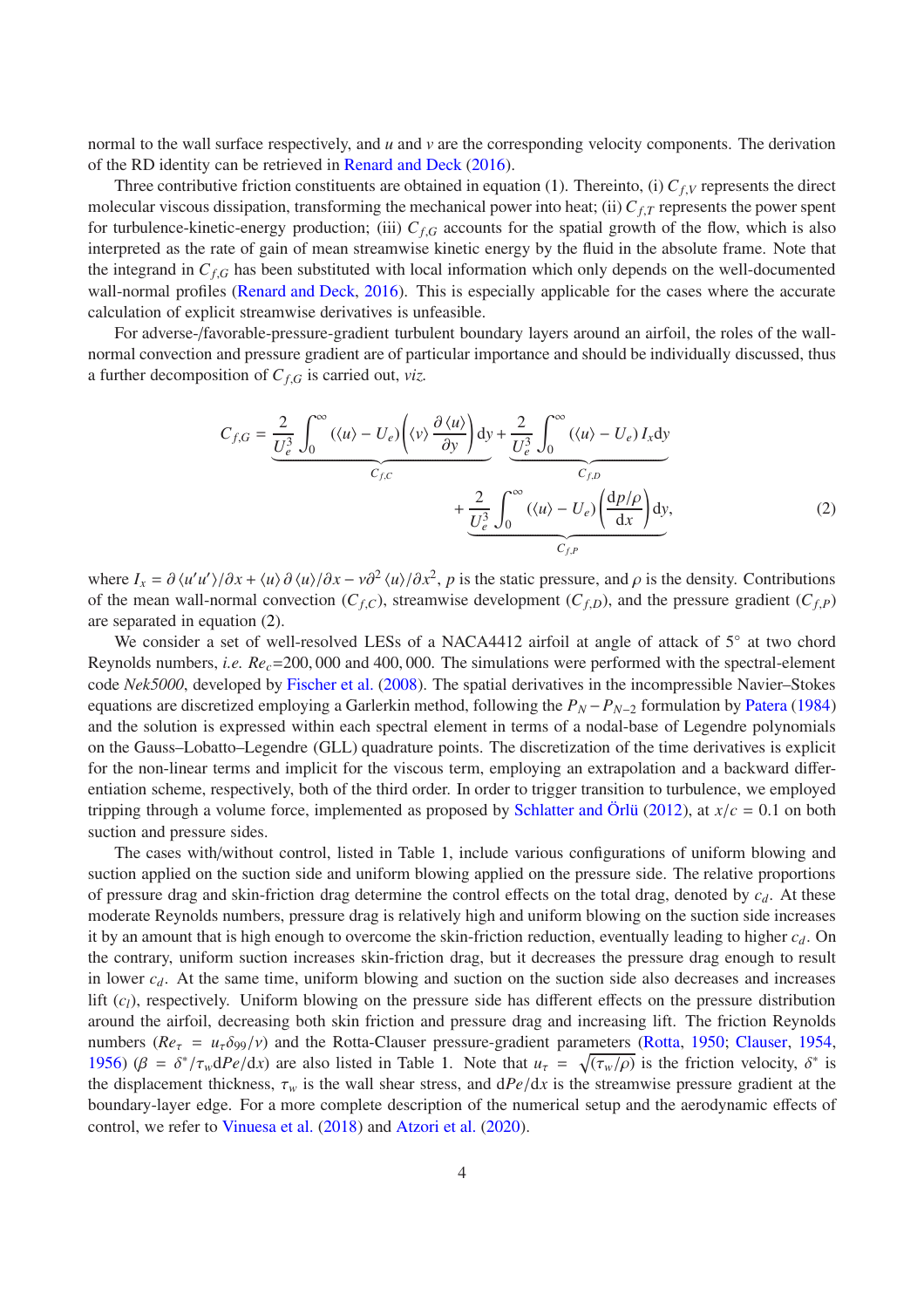normal to the wall surface respectively, and $u$ and $v$ are the corresponding velocity components. The derivation of the RD identity can be retrieved in Renard and Deck (2016).

Three contributive friction constituents are obtained in equation (1). Thereinto, (i) $C_{f,V}$ represents the direct molecular viscous dissipation, transforming the mechanical power into heat; (ii) $C_{f,T}$ represents the power spent for turbulence-kinetic-energy production; (iii) $C_{f,G}$ accounts for the spatial growth of the flow, which is also interpreted as the rate of gain of mean streamwise kinetic energy by the fluid in the absolute frame. Note that the integrand in $C_{f,G}$ has been substituted with local information which only depends on the well-documented wall-normal profiles (Renard and Deck, 2016). This is especially applicable for the cases where the accurate calculation of explicit streamwise derivatives is unfeasible.

For adverse-/favorable-pressure-gradient turbulent boundary layers around an airfoil, the roles of the wall-normal convection and pressure gradient are of particular importance and should be individually discussed, thus a further decomposition of $C_{f,G}$ is carried out, *viz.*

$$C_{f,G} = \underbrace{\frac{2}{U_e^3}\int_0^\infty (\langle u\rangle - U_e)\left(\langle v\rangle \frac{\partial \langle u\rangle}{\partial y}\right)\mathrm{d}y}_{C_{f,C}} + \underbrace{\frac{2}{U_e^3}\int_0^\infty (\langle u\rangle - U_e)\, I_x \mathrm{d}y}_{C_{f,D}} + \underbrace{\frac{2}{U_e^3}\int_0^\infty (\langle u\rangle - U_e)\left(\frac{\mathrm{d}p/\rho}{\mathrm{d}x}\right)\mathrm{d}y}_{C_{f,P}}, \tag{2}$$

where $I_x = \partial\langle u'u'\rangle/\partial x + \langle u\rangle\,\partial\langle u\rangle/\partial x - \nu\partial^2\langle u\rangle/\partial x^2$, $p$ is the static pressure, and $\rho$ is the density. Contributions of the mean wall-normal convection ($C_{f,C}$), streamwise development ($C_{f,D}$), and the pressure gradient ($C_{f,P}$) are separated in equation (2).

We consider a set of well-resolved LESs of a NACA4412 airfoil at angle of attack of 5° at two chord Reynolds numbers, *i.e.* $Re_c$=200,000 and 400,000. The simulations were performed with the spectral-element code *Nek5000*, developed by Fischer et al. (2008). The spatial derivatives in the incompressible Navier–Stokes equations are discretized employing a Garlerkin method, following the $P_N - P_{N-2}$ formulation by Patera (1984) and the solution is expressed within each spectral element in terms of a nodal-base of Legendre polynomials on the Gauss–Lobatto–Legendre (GLL) quadrature points. The discretization of the time derivatives is explicit for the non-linear terms and implicit for the viscous term, employing an extrapolation and a backward differentiation scheme, respectively, both of the third order. In order to trigger transition to turbulence, we employed tripping through a volume force, implemented as proposed by Schlatter and Örlü (2012), at $x/c = 0.1$ on both suction and pressure sides.

The cases with/without control, listed in Table 1, include various configurations of uniform blowing and suction applied on the suction side and uniform blowing applied on the pressure side. The relative proportions of pressure drag and skin-friction drag determine the control effects on the total drag, denoted by $c_d$. At these moderate Reynolds numbers, pressure drag is relatively high and uniform blowing on the suction side increases it by an amount that is high enough to overcome the skin-friction reduction, eventually leading to higher $c_d$. On the contrary, uniform suction increases skin-friction drag, but it decreases the pressure drag enough to result in lower $c_d$. At the same time, uniform blowing and suction on the suction side also decreases and increases lift ($c_l$), respectively. Uniform blowing on the pressure side has different effects on the pressure distribution around the airfoil, decreasing both skin friction and pressure drag and increasing lift. The friction Reynolds numbers ($Re_\tau = u_\tau\delta_{99}/\nu$) and the Rotta-Clauser pressure-gradient parameters (Rotta, 1950; Clauser, 1954, 1956) ($\beta = \delta^*/\tau_w \mathrm{d}Pe/\mathrm{d}x$) are also listed in Table 1. Note that $u_\tau = \sqrt{(\tau_w/\rho)}$ is the friction velocity, $\delta^*$ is the displacement thickness, $\tau_w$ is the wall shear stress, and $\mathrm{d}Pe/\mathrm{d}x$ is the streamwise pressure gradient at the boundary-layer edge. For a more complete description of the numerical setup and the aerodynamic effects of control, we refer to Vinuesa et al. (2018) and Atzori et al. (2020).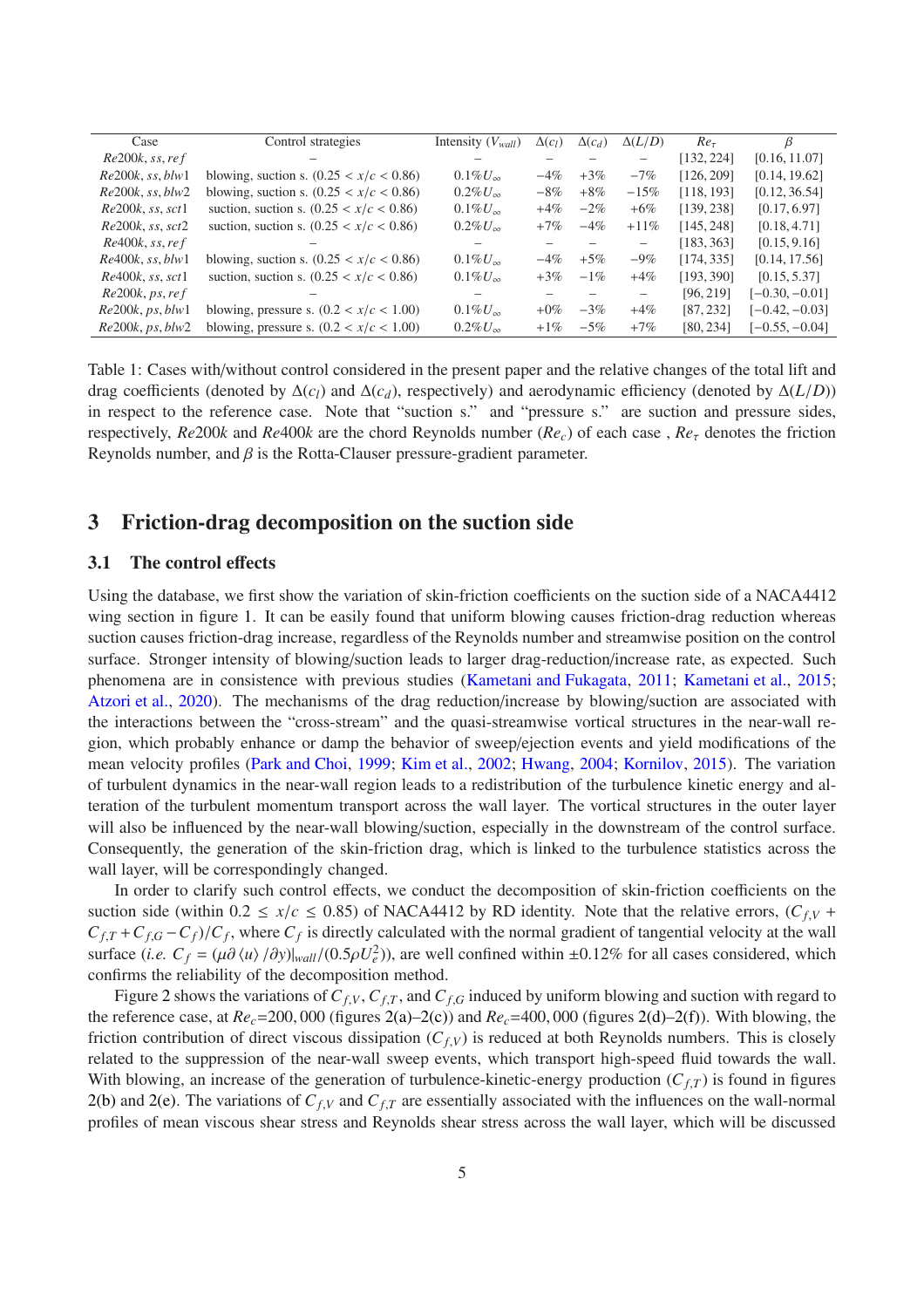| Case | Control strategies | Intensity ($V_{wall}$) | $\Delta(c_l)$ | $\Delta(c_d)$ | $\Delta(L/D)$ | $Re_\tau$ | $\beta$ |
|---|---|---|---|---|---|---|---|
| $Re200k, ss, ref$ | – | – | – | – | – | [132, 224] | [0.16, 11.07] |
| $Re200k, ss, blw1$ | blowing, suction s. ($0.25 < x/c < 0.86$) | $0.1\% U_\infty$ | $-4\%$ | $+3\%$ | $-7\%$ | [126, 209] | [0.14, 19.62] |
| $Re200k, ss, blw2$ | blowing, suction s. ($0.25 < x/c < 0.86$) | $0.2\% U_\infty$ | $-8\%$ | $+8\%$ | $-15\%$ | [118, 193] | [0.12, 36.54] |
| $Re200k, ss, sct1$ | suction, suction s. ($0.25 < x/c < 0.86$) | $0.1\% U_\infty$ | $+4\%$ | $-2\%$ | $+6\%$ | [139, 238] | [0.17, 6.97] |
| $Re200k, ss, sct2$ | suction, suction s. ($0.25 < x/c < 0.86$) | $0.2\% U_\infty$ | $+7\%$ | $-4\%$ | $+11\%$ | [145, 248] | [0.18, 4.71] |
| $Re400k, ss, ref$ | – | – | – | – | – | [183, 363] | [0.15, 9.16] |
| $Re400k, ss, blw1$ | blowing, suction s. ($0.25 < x/c < 0.86$) | $0.1\% U_\infty$ | $-4\%$ | $+5\%$ | $-9\%$ | [174, 335] | [0.14, 17.56] |
| $Re400k, ss, sct1$ | suction, suction s. ($0.25 < x/c < 0.86$) | $0.1\% U_\infty$ | $+3\%$ | $-1\%$ | $+4\%$ | [193, 390] | [0.15, 5.37] |
| $Re200k, ps, ref$ | – | – | – | – | – | [96, 219] | [−0.30, −0.01] |
| $Re200k, ps, blw1$ | blowing, pressure s. ($0.2 < x/c < 1.00$) | $0.1\% U_\infty$ | $+0\%$ | $-3\%$ | $+4\%$ | [87, 232] | [−0.42, −0.03] |
| $Re200k, ps, blw2$ | blowing, pressure s. ($0.2 < x/c < 1.00$) | $0.2\% U_\infty$ | $+1\%$ | $-5\%$ | $+7\%$ | [80, 234] | [−0.55, −0.04] |

Table 1: Cases with/without control considered in the present paper and the relative changes of the total lift and drag coefficients (denoted by $\Delta(c_l)$ and $\Delta(c_d)$, respectively) and aerodynamic efficiency (denoted by $\Delta(L/D)$) in respect to the reference case. Note that "suction s." and "pressure s." are suction and pressure sides, respectively, $Re200k$ and $Re400k$ are the chord Reynolds number ($Re_c$) of each case , $Re_\tau$ denotes the friction Reynolds number, and $\beta$ is the Rotta-Clauser pressure-gradient parameter.

## 3 Friction-drag decomposition on the suction side

### 3.1 The control effects

Using the database, we first show the variation of skin-friction coefficients on the suction side of a NACA4412 wing section in figure 1. It can be easily found that uniform blowing causes friction-drag reduction whereas suction causes friction-drag increase, regardless of the Reynolds number and streamwise position on the control surface. Stronger intensity of blowing/suction leads to larger drag-reduction/increase rate, as expected. Such phenomena are in consistence with previous studies (Kametani and Fukagata, 2011; Kametani et al., 2015; Atzori et al., 2020). The mechanisms of the drag reduction/increase by blowing/suction are associated with the interactions between the "cross-stream" and the quasi-streamwise vortical structures in the near-wall region, which probably enhance or damp the behavior of sweep/ejection events and yield modifications of the mean velocity profiles (Park and Choi, 1999; Kim et al., 2002; Hwang, 2004; Kornilov, 2015). The variation of turbulent dynamics in the near-wall region leads to a redistribution of the turbulence kinetic energy and alteration of the turbulent momentum transport across the wall layer. The vortical structures in the outer layer will also be influenced by the near-wall blowing/suction, especially in the downstream of the control surface. Consequently, the generation of the skin-friction drag, which is linked to the turbulence statistics across the wall layer, will be correspondingly changed.

In order to clarify such control effects, we conduct the decomposition of skin-friction coefficients on the suction side (within $0.2 \le x/c \le 0.85$) of NACA4412 by RD identity. Note that the relative errors, $(C_{f,V} + C_{f,T} + C_{f,G} - C_f)/C_f$, where $C_f$ is directly calculated with the normal gradient of tangential velocity at the wall surface (*i.e.* $C_f = (\mu \partial \langle u \rangle / \partial y)|_{wall} / (0.5 \rho U_e^2)$), are well confined within $\pm 0.12\%$ for all cases considered, which confirms the reliability of the decomposition method.

Figure 2 shows the variations of $C_{f,V}$, $C_{f,T}$, and $C_{f,G}$ induced by uniform blowing and suction with regard to the reference case, at $Re_c$=200,000 (figures 2(a)–2(c)) and $Re_c$=400,000 (figures 2(d)–2(f)). With blowing, the friction contribution of direct viscous dissipation ($C_{f,V}$) is reduced at both Reynolds numbers. This is closely related to the suppression of the near-wall sweep events, which transport high-speed fluid towards the wall. With blowing, an increase of the generation of turbulence-kinetic-energy production ($C_{f,T}$) is found in figures 2(b) and 2(e). The variations of $C_{f,V}$ and $C_{f,T}$ are essentially associated with the influences on the wall-normal profiles of mean viscous shear stress and Reynolds shear stress across the wall layer, which will be discussed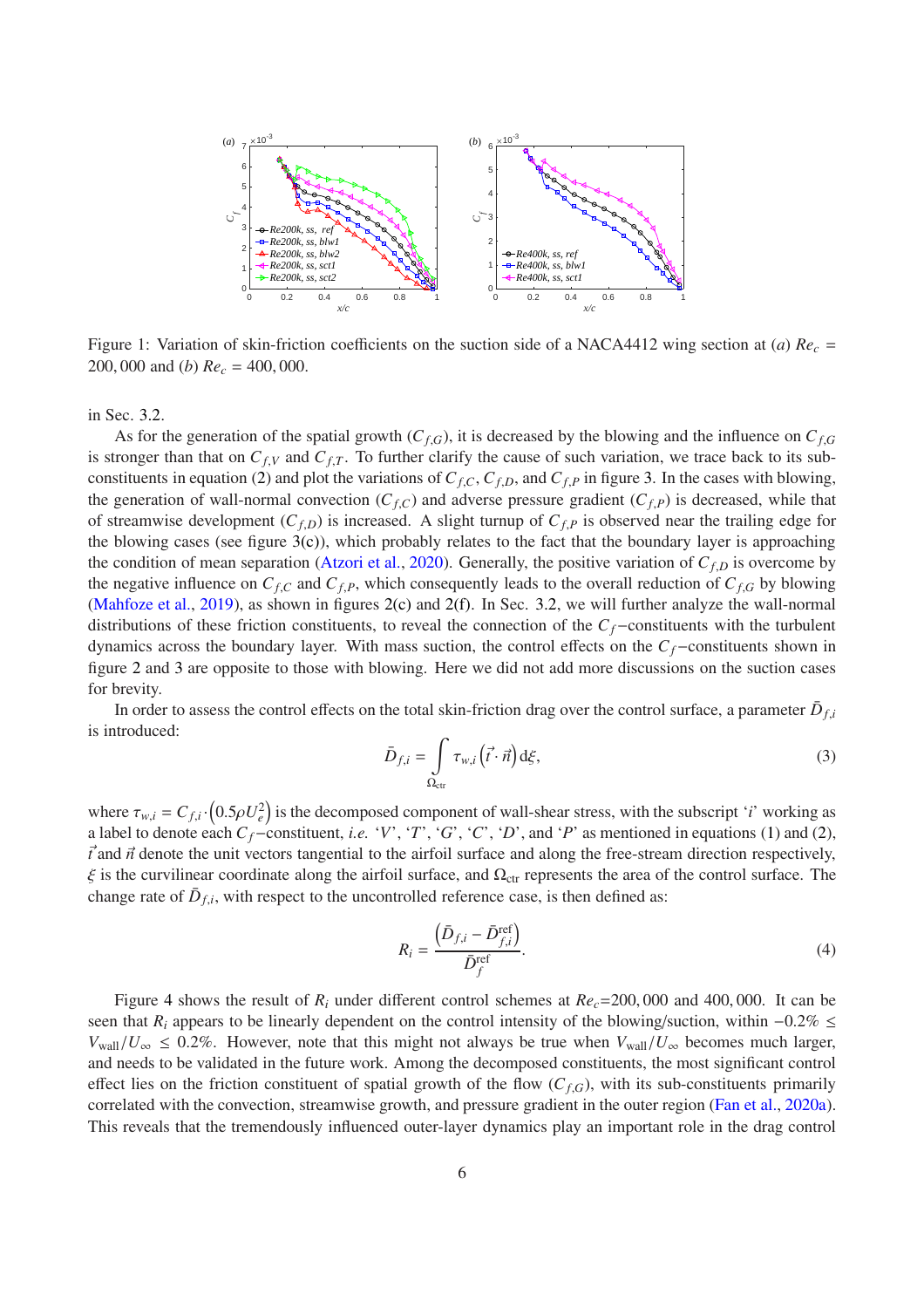Figure 1: Variation of skin-friction coefficients on the suction side of a NACA4412 wing section at (*a*) $Re_c$ = 200,000 and (*b*) $Re_c$ = 400,000.

in Sec. 3.2.

As for the generation of the spatial growth ($C_{f,G}$), it is decreased by the blowing and the influence on $C_{f,G}$ is stronger than that on $C_{f,V}$ and $C_{f,T}$. To further clarify the cause of such variation, we trace back to its sub-constituents in equation (2) and plot the variations of $C_{f,C}$, $C_{f,D}$, and $C_{f,P}$ in figure 3. In the cases with blowing, the generation of wall-normal convection ($C_{f,C}$) and adverse pressure gradient ($C_{f,P}$) is decreased, while that of streamwise development ($C_{f,D}$) is increased. A slight turnup of $C_{f,P}$ is observed near the trailing edge for the blowing cases (see figure 3(c)), which probably relates to the fact that the boundary layer is approaching the condition of mean separation (Atzori et al., 2020). Generally, the positive variation of $C_{f,D}$ is overcome by the negative influence on $C_{f,C}$ and $C_{f,P}$, which consequently leads to the overall reduction of $C_{f,G}$ by blowing (Mahfoze et al., 2019), as shown in figures 2(c) and 2(f). In Sec. 3.2, we will further analyze the wall-normal distributions of these friction constituents, to reveal the connection of the $C_f-$constituents with the turbulent dynamics across the boundary layer. With mass suction, the control effects on the $C_f-$constituents shown in figure 2 and 3 are opposite to those with blowing. Here we did not add more discussions on the suction cases for brevity.

In order to assess the control effects on the total skin-friction drag over the control surface, a parameter $\bar{D}_{f,i}$ is introduced:

$$\bar{D}_{f,i} = \int_{\Omega_{\text{ctr}}} \tau_{w,i} \left(\vec{t} \cdot \vec{n}\right) \mathrm{d}\xi, \tag{3}$$

where $\tau_{w,i} = C_{f,i} \cdot \left(0.5 \rho U_e^2\right)$ is the decomposed component of wall-shear stress, with the subscript '$i$' working as a label to denote each $C_f-$constituent, *i.e.* '$V$', '$T$', '$G$', '$C$', '$D$', and '$P$' as mentioned in equations (1) and (2), $\vec{t}$ and $\vec{n}$ denote the unit vectors tangential to the airfoil surface and along the free-stream direction respectively, $\xi$ is the curvilinear coordinate along the airfoil surface, and $\Omega_{\text{ctr}}$ represents the area of the control surface. The change rate of $\bar{D}_{f,i}$, with respect to the uncontrolled reference case, is then defined as:

$$R_i = \frac{\left(\bar{D}_{f,i} - \bar{D}_{f,i}^{\text{ref}}\right)}{\bar{D}_f^{\text{ref}}}. \tag{4}$$

Figure 4 shows the result of $R_i$ under different control schemes at $Re_c$=200,000 and 400,000. It can be seen that $R_i$ appears to be linearly dependent on the control intensity of the blowing/suction, within $-0.2\% \leq V_{\text{wall}}/U_\infty \leq 0.2\%$. However, note that this might not always be true when $V_{\text{wall}}/U_\infty$ becomes much larger, and needs to be validated in the future work. Among the decomposed constituents, the most significant control effect lies on the friction constituent of spatial growth of the flow ($C_{f,G}$), with its sub-constituents primarily correlated with the convection, streamwise growth, and pressure gradient in the outer region (Fan et al., 2020a). This reveals that the tremendously influenced outer-layer dynamics play an important role in the drag control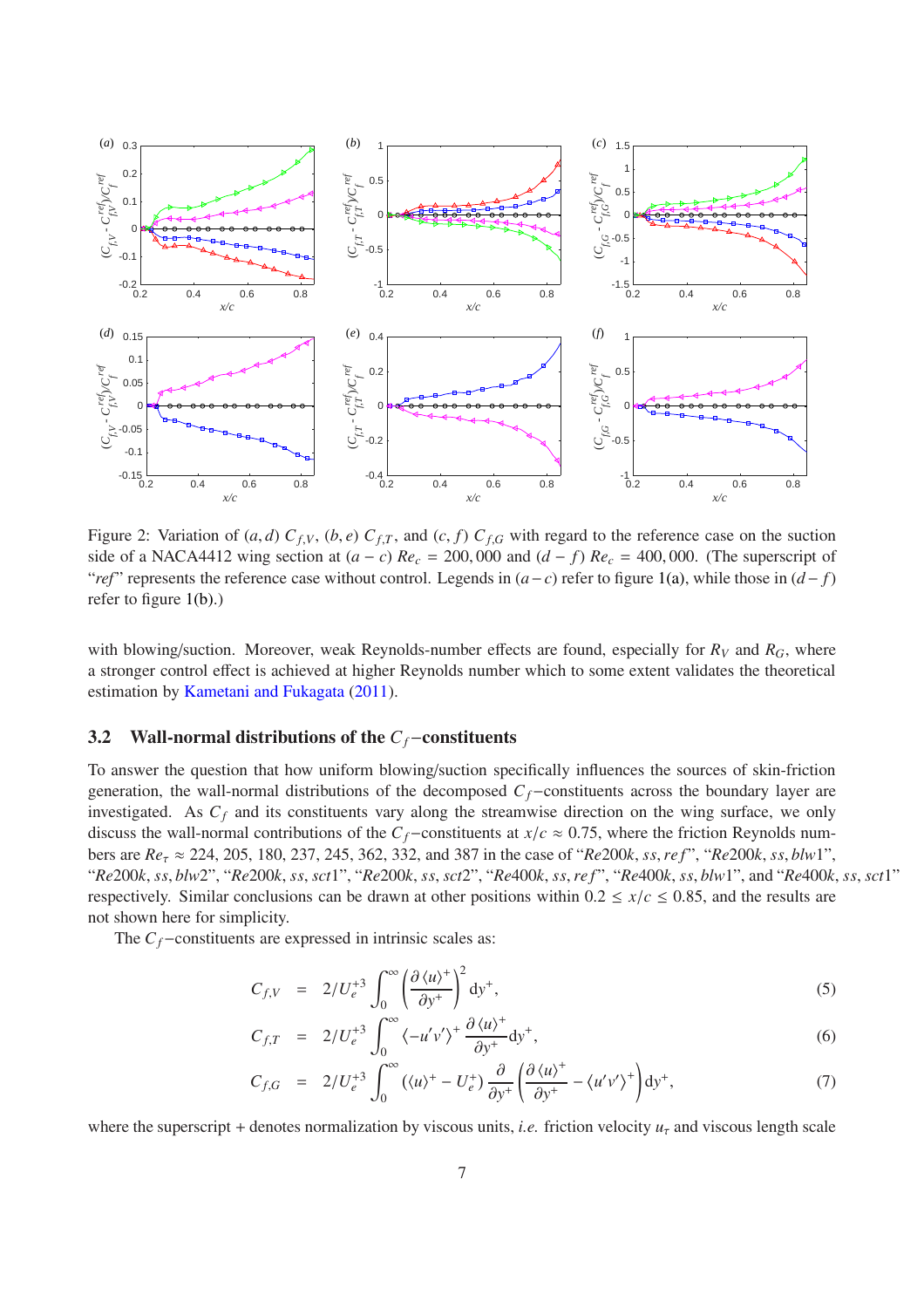Figure 2: Variation of $(a, d)$ $C_{f,V}$, $(b, e)$ $C_{f,T}$, and $(c, f)$ $C_{f,G}$ with regard to the reference case on the suction side of a NACA4412 wing section at $(a-c)$ $Re_c = 200,000$ and $(d-f)$ $Re_c = 400,000$. (The superscript of "*ref*" represents the reference case without control. Legends in $(a-c)$ refer to figure 1(a), while those in $(d-f)$ refer to figure 1(b).)

with blowing/suction. Moreover, weak Reynolds-number effects are found, especially for $R_V$ and $R_G$, where a stronger control effect is achieved at higher Reynolds number which to some extent validates the theoretical estimation by Kametani and Fukagata (2011).

### 3.2 Wall-normal distributions of the $C_f$−constituents

To answer the question that how uniform blowing/suction specifically influences the sources of skin-friction generation, the wall-normal distributions of the decomposed $C_f$−constituents across the boundary layer are investigated. As $C_f$ and its constituents vary along the streamwise direction on the wing surface, we only discuss the wall-normal contributions of the $C_f$−constituents at $x/c \approx 0.75$, where the friction Reynolds numbers are $Re_\tau \approx 224, 205, 180, 237, 245, 362, 332$, and $387$ in the case of "$Re200k, ss, ref$", "$Re200k, ss, blw1$", "$Re200k, ss, blw2$", "$Re200k, ss, sct1$", "$Re200k, ss, sct2$", "$Re400k, ss, ref$", "$Re400k, ss, blw1$", and "$Re400k, ss, sct1$" respectively. Similar conclusions can be drawn at other positions within $0.2 \le x/c \le 0.85$, and the results are not shown here for simplicity.

The $C_f$−constituents are expressed in intrinsic scales as:

$$C_{f,V} = 2/U_e^{+3} \int_0^\infty \left( \frac{\partial \langle u \rangle^+}{\partial y^+} \right)^2 \mathrm{d}y^+, \tag{5}$$

$$C_{f,T} = 2/U_e^{+3} \int_0^\infty \langle -u'v' \rangle^+ \frac{\partial \langle u \rangle^+}{\partial y^+} \mathrm{d}y^+, \tag{6}$$

$$C_{f,G} = 2/U_e^{+3} \int_0^\infty (\langle u \rangle^+ - U_e^+) \frac{\partial}{\partial y^+} \left( \frac{\partial \langle u \rangle^+}{\partial y^+} - \langle u'v' \rangle^+ \right) \mathrm{d}y^+, \tag{7}$$

where the superscript + denotes normalization by viscous units, *i.e.* friction velocity $u_\tau$ and viscous length scale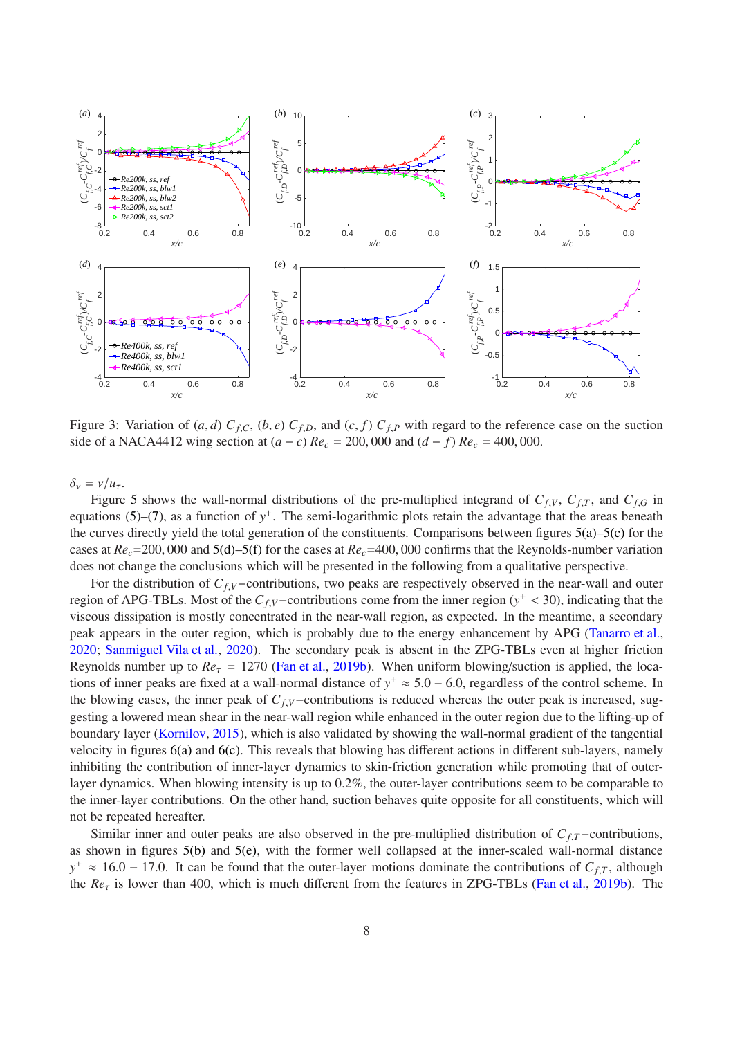Figure 3: Variation of $(a,d)$ $C_{f,C}$, $(b,e)$ $C_{f,D}$, and $(c,f)$ $C_{f,P}$ with regard to the reference case on the suction side of a NACA4412 wing section at $(a-c)$ $Re_c = 200,000$ and $(d-f)$ $Re_c = 400,000$.

$\delta_\nu = \nu/u_\tau$.

Figure 5 shows the wall-normal distributions of the pre-multiplied integrand of $C_{f,V}$, $C_{f,T}$, and $C_{f,G}$ in equations (5)–(7), as a function of $y^+$. The semi-logarithmic plots retain the advantage that the areas beneath the curves directly yield the total generation of the constituents. Comparisons between figures 5(a)–5(c) for the cases at $Re_c$=200,000 and 5(d)–5(f) for the cases at $Re_c$=400,000 confirms that the Reynolds-number variation does not change the conclusions which will be presented in the following from a qualitative perspective.

For the distribution of $C_{f,V}-$contributions, two peaks are respectively observed in the near-wall and outer region of APG-TBLs. Most of the $C_{f,V}-$contributions come from the inner region ($y^+ < 30$), indicating that the viscous dissipation is mostly concentrated in the near-wall region, as expected. In the meantime, a secondary peak appears in the outer region, which is probably due to the energy enhancement by APG (Tanarro et al., 2020; Sanmiguel Vila et al., 2020). The secondary peak is absent in the ZPG-TBLs even at higher friction Reynolds number up to $Re_\tau = 1270$ (Fan et al., 2019b). When uniform blowing/suction is applied, the locations of inner peaks are fixed at a wall-normal distance of $y^+ \approx 5.0-6.0$, regardless of the control scheme. In the blowing cases, the inner peak of $C_{f,V}-$contributions is reduced whereas the outer peak is increased, suggesting a lowered mean shear in the near-wall region while enhanced in the outer region due to the lifting-up of boundary layer (Kornilov, 2015), which is also validated by showing the wall-normal gradient of the tangential velocity in figures 6(a) and 6(c). This reveals that blowing has different actions in different sub-layers, namely inhibiting the contribution of inner-layer dynamics to skin-friction generation while promoting that of outer-layer dynamics. When blowing intensity is up to 0.2%, the outer-layer contributions seem to be comparable to the inner-layer contributions. On the other hand, suction behaves quite opposite for all constituents, which will not be repeated hereafter.

Similar inner and outer peaks are also observed in the pre-multiplied distribution of $C_{f,T}-$contributions, as shown in figures 5(b) and 5(e), with the former well collapsed at the inner-scaled wall-normal distance $y^+ \approx 16.0-17.0$. It can be found that the outer-layer motions dominate the contributions of $C_{f,T}$, although the $Re_\tau$ is lower than 400, which is much different from the features in ZPG-TBLs (Fan et al., 2019b). The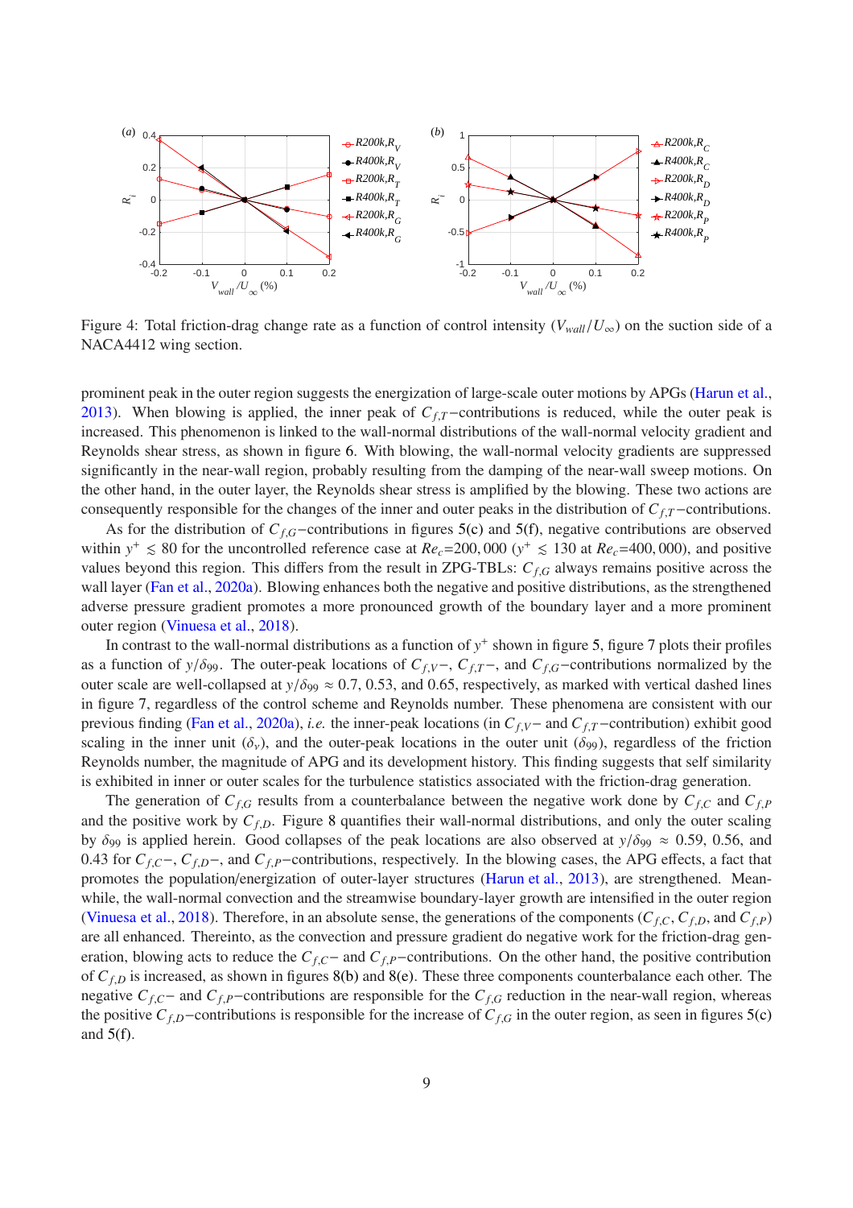Figure 4: Total friction-drag change rate as a function of control intensity ($V_{wall}/U_\infty$) on the suction side of a NACA4412 wing section.

prominent peak in the outer region suggests the energization of large-scale outer motions by APGs (Harun et al., 2013). When blowing is applied, the inner peak of $C_{f,T}$−contributions is reduced, while the outer peak is increased. This phenomenon is linked to the wall-normal distributions of the wall-normal velocity gradient and Reynolds shear stress, as shown in figure 6. With blowing, the wall-normal velocity gradients are suppressed significantly in the near-wall region, probably resulting from the damping of the near-wall sweep motions. On the other hand, in the outer layer, the Reynolds shear stress is amplified by the blowing. These two actions are consequently responsible for the changes of the inner and outer peaks in the distribution of $C_{f,T}$−contributions.

As for the distribution of $C_{f,G}$−contributions in figures 5(c) and 5(f), negative contributions are observed within $y^+ \lesssim 80$ for the uncontrolled reference case at $Re_c$=200,000 ($y^+ \lesssim 130$ at $Re_c$=400,000), and positive values beyond this region. This differs from the result in ZPG-TBLs: $C_{f,G}$ always remains positive across the wall layer (Fan et al., 2020a). Blowing enhances both the negative and positive distributions, as the strengthened adverse pressure gradient promotes a more pronounced growth of the boundary layer and a more prominent outer region (Vinuesa et al., 2018).

In contrast to the wall-normal distributions as a function of $y^+$ shown in figure 5, figure 7 plots their profiles as a function of $y/\delta_{99}$. The outer-peak locations of $C_{f,V}$−, $C_{f,T}$−, and $C_{f,G}$−contributions normalized by the outer scale are well-collapsed at $y/\delta_{99} \approx 0.7$, 0.53, and 0.65, respectively, as marked with vertical dashed lines in figure 7, regardless of the control scheme and Reynolds number. These phenomena are consistent with our previous finding (Fan et al., 2020a), *i.e.* the inner-peak locations (in $C_{f,V}$− and $C_{f,T}$−contribution) exhibit good scaling in the inner unit ($\delta_v$), and the outer-peak locations in the outer unit ($\delta_{99}$), regardless of the friction Reynolds number, the magnitude of APG and its development history. This finding suggests that self similarity is exhibited in inner or outer scales for the turbulence statistics associated with the friction-drag generation.

The generation of $C_{f,G}$ results from a counterbalance between the negative work done by $C_{f,C}$ and $C_{f,P}$ and the positive work by $C_{f,D}$. Figure 8 quantifies their wall-normal distributions, and only the outer scaling by $\delta_{99}$ is applied herein. Good collapses of the peak locations are also observed at $y/\delta_{99} \approx 0.59$, 0.56, and 0.43 for $C_{f,C}$−, $C_{f,D}$−, and $C_{f,P}$−contributions, respectively. In the blowing cases, the APG effects, a fact that promotes the population/energization of outer-layer structures (Harun et al., 2013), are strengthened. Meanwhile, the wall-normal convection and the streamwise boundary-layer growth are intensified in the outer region (Vinuesa et al., 2018). Therefore, in an absolute sense, the generations of the components ($C_{f,C}$, $C_{f,D}$, and $C_{f,P}$) are all enhanced. Thereinto, as the convection and pressure gradient do negative work for the friction-drag generation, blowing acts to reduce the $C_{f,C}$− and $C_{f,P}$−contributions. On the other hand, the positive contribution of $C_{f,D}$ is increased, as shown in figures 8(b) and 8(e). These three components counterbalance each other. The negative $C_{f,C}$− and $C_{f,P}$−contributions are responsible for the $C_{f,G}$ reduction in the near-wall region, whereas the positive $C_{f,D}$−contributions is responsible for the increase of $C_{f,G}$ in the outer region, as seen in figures 5(c) and 5(f).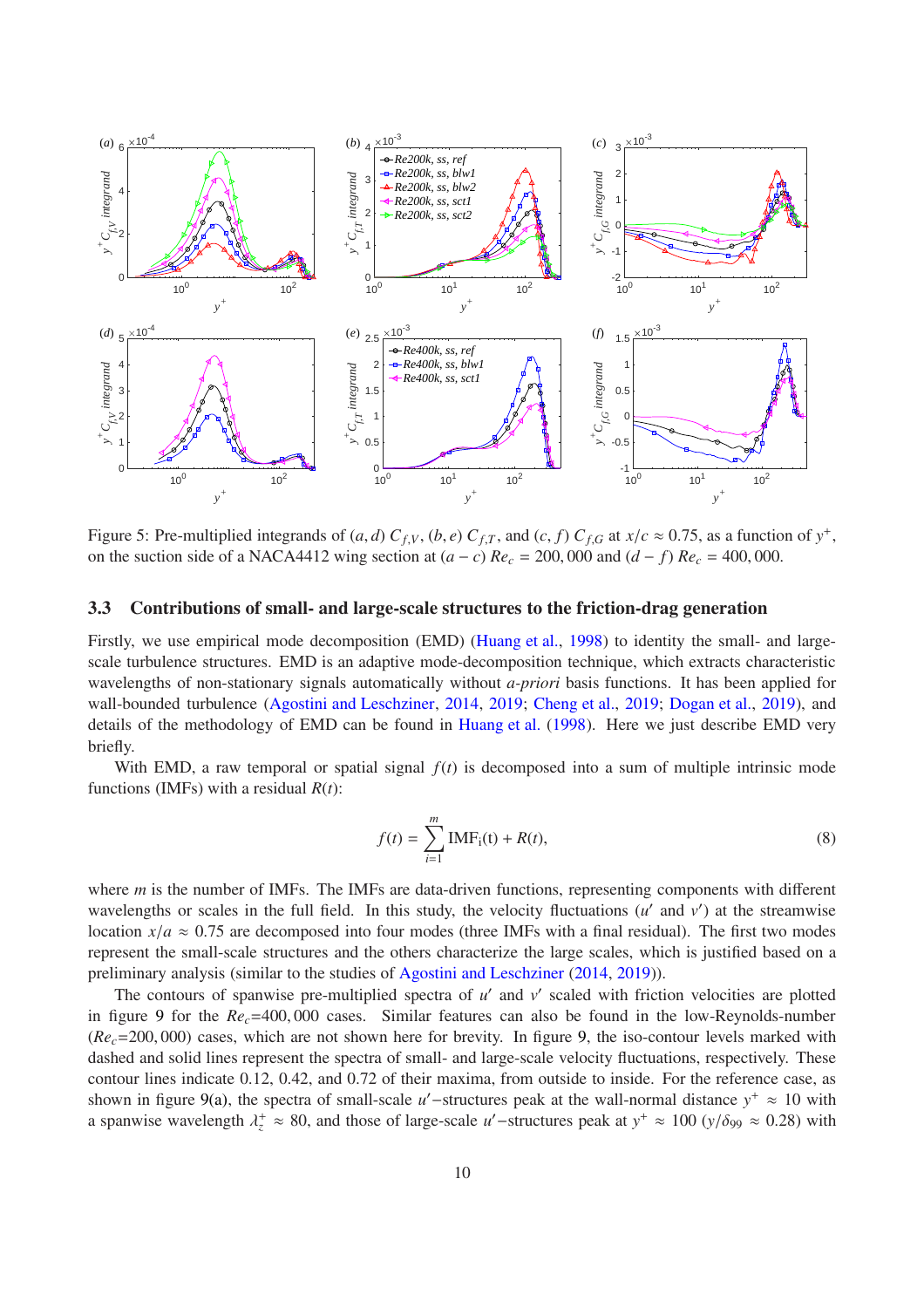Figure 5: Pre-multiplied integrands of $(a, d)$ $C_{f,V}$, $(b, e)$ $C_{f,T}$, and $(c, f)$ $C_{f,G}$ at $x/c \approx 0.75$, as a function of $y^+$, on the suction side of a NACA4412 wing section at $(a-c)$ $Re_c = 200,000$ and $(d-f)$ $Re_c = 400,000$.

### 3.3 Contributions of small- and large-scale structures to the friction-drag generation

Firstly, we use empirical mode decomposition (EMD) (Huang et al., 1998) to identity the small- and large-scale turbulence structures. EMD is an adaptive mode-decomposition technique, which extracts characteristic wavelengths of non-stationary signals automatically without *a-priori* basis functions. It has been applied for wall-bounded turbulence (Agostini and Leschziner, 2014, 2019; Cheng et al., 2019; Dogan et al., 2019), and details of the methodology of EMD can be found in Huang et al. (1998). Here we just describe EMD very briefly.

With EMD, a raw temporal or spatial signal $f(t)$ is decomposed into a sum of multiple intrinsic mode functions (IMFs) with a residual $R(t)$:

$$f(t) = \sum_{i=1}^{m} \mathrm{IMF_i(t)} + R(t), \tag{8}$$

where $m$ is the number of IMFs. The IMFs are data-driven functions, representing components with different wavelengths or scales in the full field. In this study, the velocity fluctuations ($u'$ and $v'$) at the streamwise location $x/a \approx 0.75$ are decomposed into four modes (three IMFs with a final residual). The first two modes represent the small-scale structures and the others characterize the large scales, which is justified based on a preliminary analysis (similar to the studies of Agostini and Leschziner (2014, 2019)).

The contours of spanwise pre-multiplied spectra of $u'$ and $v'$ scaled with friction velocities are plotted in figure 9 for the $Re_c$=400,000 cases. Similar features can also be found in the low-Reynolds-number ($Re_c$=200,000) cases, which are not shown here for brevity. In figure 9, the iso-contour levels marked with dashed and solid lines represent the spectra of small- and large-scale velocity fluctuations, respectively. These contour lines indicate 0.12, 0.42, and 0.72 of their maxima, from outside to inside. For the reference case, as shown in figure 9(a), the spectra of small-scale $u'$−structures peak at the wall-normal distance $y^+ \approx 10$ with a spanwise wavelength $\lambda_z^+ \approx 80$, and those of large-scale $u'$−structures peak at $y^+ \approx 100$ ($y/\delta_{99} \approx 0.28$) with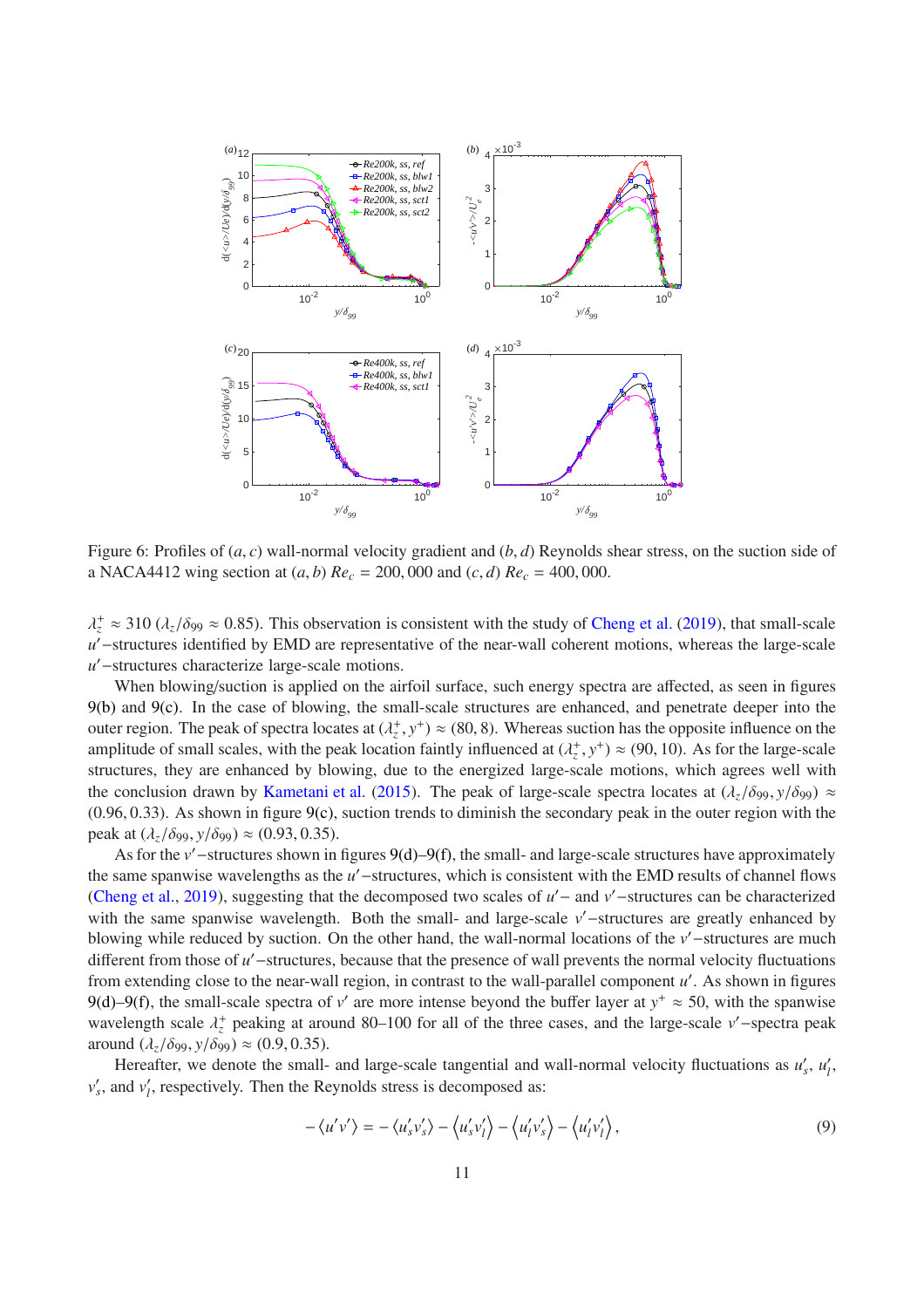Figure 6: Profiles of $(a, c)$ wall-normal velocity gradient and $(b, d)$ Reynolds shear stress, on the suction side of a NACA4412 wing section at $(a, b)$ $Re_c = 200,000$ and $(c, d)$ $Re_c = 400,000$.

$\lambda_z^+ \approx 310$ $(\lambda_z/\delta_{99} \approx 0.85)$. This observation is consistent with the study of Cheng et al. (2019), that small-scale $u'$−structures identified by EMD are representative of the near-wall coherent motions, whereas the large-scale $u'$−structures characterize large-scale motions.

When blowing/suction is applied on the airfoil surface, such energy spectra are affected, as seen in figures 9(b) and 9(c). In the case of blowing, the small-scale structures are enhanced, and penetrate deeper into the outer region. The peak of spectra locates at $(\lambda_z^+, y^+) \approx (80, 8)$. Whereas suction has the opposite influence on the amplitude of small scales, with the peak location faintly influenced at $(\lambda_z^+, y^+) \approx (90, 10)$. As for the large-scale structures, they are enhanced by blowing, due to the energized large-scale motions, which agrees well with the conclusion drawn by Kametani et al. (2015). The peak of large-scale spectra locates at $(\lambda_z/\delta_{99}, y/\delta_{99}) \approx (0.96, 0.33)$. As shown in figure 9(c), suction trends to diminish the secondary peak in the outer region with the peak at $(\lambda_z/\delta_{99}, y/\delta_{99}) \approx (0.93, 0.35)$.

As for the $v'$−structures shown in figures 9(d)–9(f), the small- and large-scale structures have approximately the same spanwise wavelengths as the $u'$−structures, which is consistent with the EMD results of channel flows (Cheng et al., 2019), suggesting that the decomposed two scales of $u'$− and $v'$−structures can be characterized with the same spanwise wavelength. Both the small- and large-scale $v'$−structures are greatly enhanced by blowing while reduced by suction. On the other hand, the wall-normal locations of the $v'$−structures are much different from those of $u'$−structures, because that the presence of wall prevents the normal velocity fluctuations from extending close to the near-wall region, in contrast to the wall-parallel component $u'$. As shown in figures 9(d)–9(f), the small-scale spectra of $v'$ are more intense beyond the buffer layer at $y^+ \approx 50$, with the spanwise wavelength scale $\lambda_z^+$ peaking at around 80–100 for all of the three cases, and the large-scale $v'$−spectra peak around $(\lambda_z/\delta_{99}, y/\delta_{99}) \approx (0.9, 0.35)$.

Hereafter, we denote the small- and large-scale tangential and wall-normal velocity fluctuations as $u'_s$, $u'_l$, $v'_s$, and $v'_l$, respectively. Then the Reynolds stress is decomposed as:

$$-\langle u'v' \rangle = -\langle u'_s v'_s \rangle - \langle u'_s v'_l \rangle - \langle u'_l v'_s \rangle - \langle u'_l v'_l \rangle, \tag{9}$$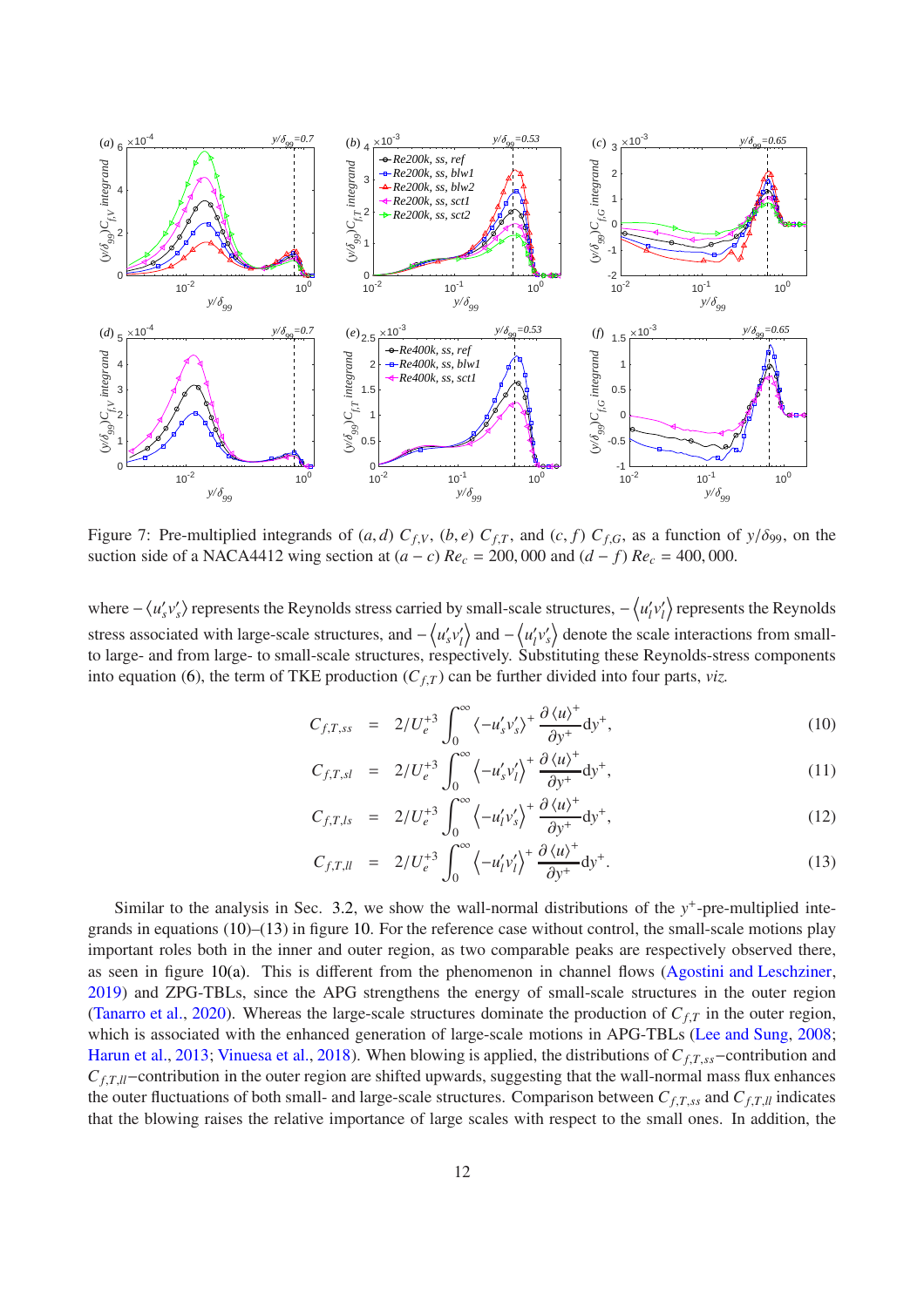Figure 7: Pre-multiplied integrands of $(a, d)$ $C_{f,V}$, $(b, e)$ $C_{f,T}$, and $(c, f)$ $C_{f,G}$, as a function of $y/\delta_{99}$, on the suction side of a NACA4412 wing section at $(a-c)$ $Re_c = 200,000$ and $(d-f)$ $Re_c = 400,000$.

where $-\langle u_s' v_s' \rangle$ represents the Reynolds stress carried by small-scale structures, $-\langle u_l' v_l' \rangle$ represents the Reynolds stress associated with large-scale structures, and $-\langle u_s' v_l' \rangle$ and $-\langle u_l' v_s' \rangle$ denote the scale interactions from small- to large- and from large- to small-scale structures, respectively. Substituting these Reynolds-stress components into equation (6), the term of TKE production ($C_{f,T}$) can be further divided into four parts, *viz.*

$$C_{f,T,ss} = 2/U_e^{+3} \int_0^\infty \langle -u_s' v_s' \rangle^+ \frac{\partial \langle u \rangle^+}{\partial y^+} \mathrm{d}y^+, \tag{10}$$

$$C_{f,T,sl} = 2/U_e^{+3} \int_0^\infty \left\langle -u_s' v_l' \right\rangle^+ \frac{\partial \langle u \rangle^+}{\partial y^+} \mathrm{d}y^+, \tag{11}$$

$$C_{f,T,ls} = 2/U_e^{+3} \int_0^\infty \left\langle -u_l' v_s' \right\rangle^+ \frac{\partial \langle u \rangle^+}{\partial y^+} \mathrm{d}y^+, \tag{12}$$

$$C_{f,T,ll} = 2/U_e^{+3} \int_0^\infty \left\langle -u_l' v_l' \right\rangle^+ \frac{\partial \langle u \rangle^+}{\partial y^+} \mathrm{d}y^+. \tag{13}$$

Similar to the analysis in Sec. 3.2, we show the wall-normal distributions of the $y^+$-pre-multiplied integrands in equations (10)–(13) in figure 10. For the reference case without control, the small-scale motions play important roles both in the inner and outer region, as two comparable peaks are respectively observed there, as seen in figure 10(a). This is different from the phenomenon in channel flows (Agostini and Leschziner, 2019) and ZPG-TBLs, since the APG strengthens the energy of small-scale structures in the outer region (Tanarro et al., 2020). Whereas the large-scale structures dominate the production of $C_{f,T}$ in the outer region, which is associated with the enhanced generation of large-scale motions in APG-TBLs (Lee and Sung, 2008; Harun et al., 2013; Vinuesa et al., 2018). When blowing is applied, the distributions of $C_{f,T,ss}$−contribution and $C_{f,T,ll}$−contribution in the outer region are shifted upwards, suggesting that the wall-normal mass flux enhances the outer fluctuations of both small- and large-scale structures. Comparison between $C_{f,T,ss}$ and $C_{f,T,ll}$ indicates that the blowing raises the relative importance of large scales with respect to the small ones. In addition, the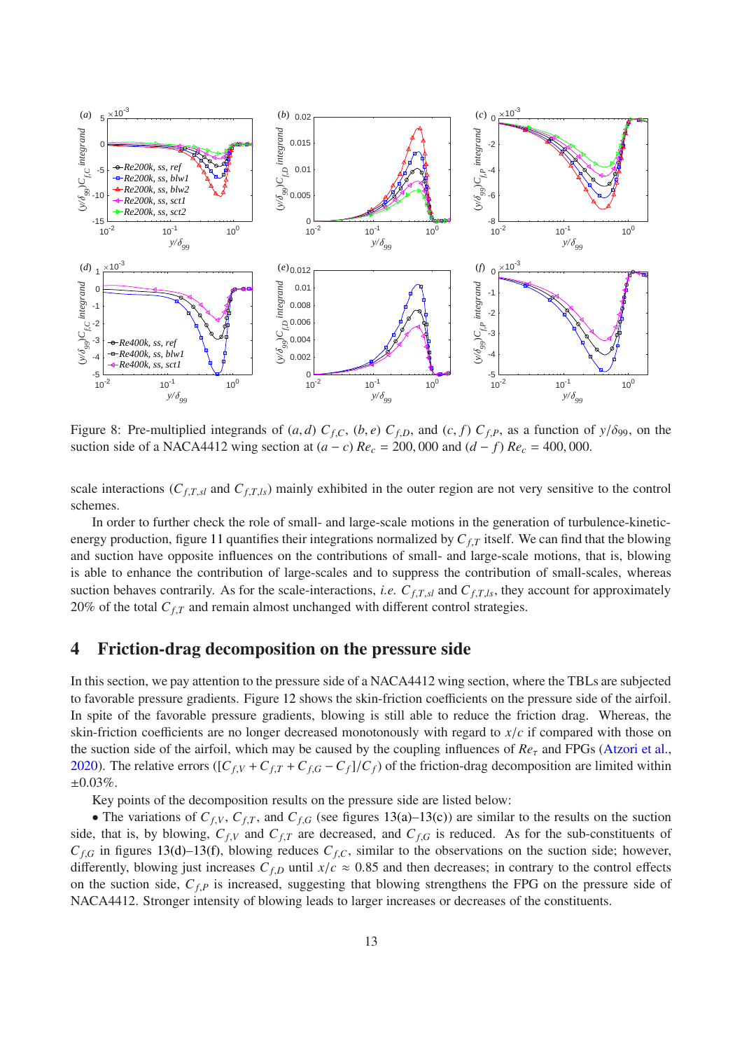Figure 8: Pre-multiplied integrands of $(a,d)$ $C_{f,C}$, $(b,e)$ $C_{f,D}$, and $(c,f)$ $C_{f,P}$, as a function of $y/\delta_{99}$, on the suction side of a NACA4412 wing section at $(a-c)$ $Re_c = 200,000$ and $(d-f)$ $Re_c = 400,000$.

scale interactions ($C_{f,T,sl}$ and $C_{f,T,ls}$) mainly exhibited in the outer region are not very sensitive to the control schemes.

In order to further check the role of small- and large-scale motions in the generation of turbulence-kinetic-energy production, figure 11 quantifies their integrations normalized by $C_{f,T}$ itself. We can find that the blowing and suction have opposite influences on the contributions of small- and large-scale motions, that is, blowing is able to enhance the contribution of large-scales and to suppress the contribution of small-scales, whereas suction behaves contrarily. As for the scale-interactions, *i.e.* $C_{f,T,sl}$ and $C_{f,T,ls}$, they account for approximately 20% of the total $C_{f,T}$ and remain almost unchanged with different control strategies.

## 4 Friction-drag decomposition on the pressure side

In this section, we pay attention to the pressure side of a NACA4412 wing section, where the TBLs are subjected to favorable pressure gradients. Figure 12 shows the skin-friction coefficients on the pressure side of the airfoil. In spite of the favorable pressure gradients, blowing is still able to reduce the friction drag. Whereas, the skin-friction coefficients are no longer decreased monotonously with regard to $x/c$ if compared with those on the suction side of the airfoil, which may be caused by the coupling influences of $Re_\tau$ and FPGs (Atzori et al., 2020). The relative errors ($[C_{f,V} + C_{f,T} + C_{f,G} - C_f]/C_f$) of the friction-drag decomposition are limited within $\pm 0.03\%$.

Key points of the decomposition results on the pressure side are listed below:

• The variations of $C_{f,V}$, $C_{f,T}$, and $C_{f,G}$ (see figures 13(a)–13(c)) are similar to the results on the suction side, that is, by blowing, $C_{f,V}$ and $C_{f,T}$ are decreased, and $C_{f,G}$ is reduced. As for the sub-constituents of $C_{f,G}$ in figures 13(d)–13(f), blowing reduces $C_{f,C}$, similar to the observations on the suction side; however, differently, blowing just increases $C_{f,D}$ until $x/c \approx 0.85$ and then decreases; in contrary to the control effects on the suction side, $C_{f,P}$ is increased, suggesting that blowing strengthens the FPG on the pressure side of NACA4412. Stronger intensity of blowing leads to larger increases or decreases of the constituents.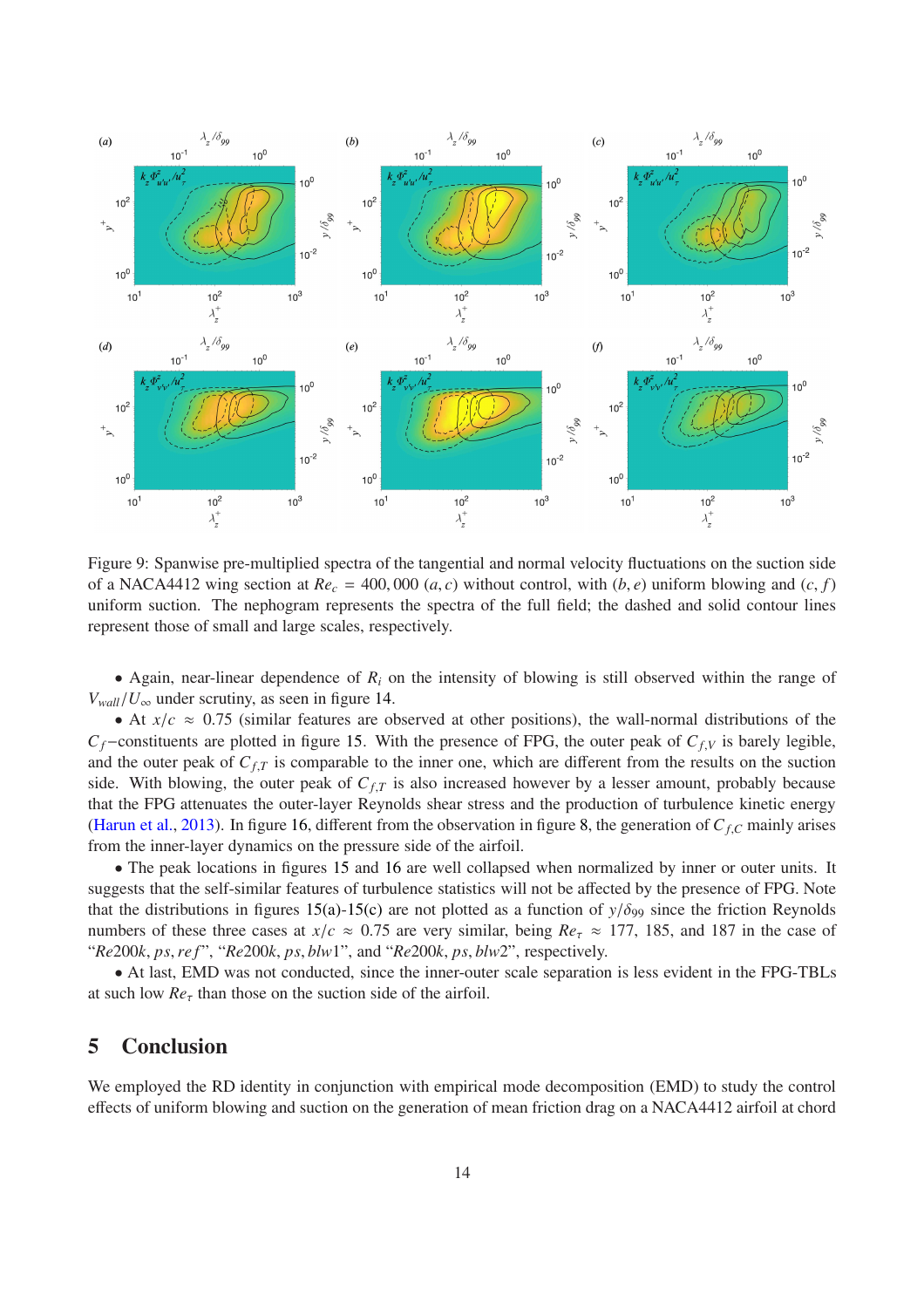Figure 9: Spanwise pre-multiplied spectra of the tangential and normal velocity fluctuations on the suction side of a NACA4412 wing section at $Re_c = 400,000$ $(a, c)$ without control, with $(b, e)$ uniform blowing and $(c, f)$ uniform suction. The nephogram represents the spectra of the full field; the dashed and solid contour lines represent those of small and large scales, respectively.

• Again, near-linear dependence of $R_i$ on the intensity of blowing is still observed within the range of $V_{wall}/U_\infty$ under scrutiny, as seen in figure 14.

• At $x/c \approx 0.75$ (similar features are observed at other positions), the wall-normal distributions of the $C_f$−constituents are plotted in figure 15. With the presence of FPG, the outer peak of $C_{f,V}$ is barely legible, and the outer peak of $C_{f,T}$ is comparable to the inner one, which are different from the results on the suction side. With blowing, the outer peak of $C_{f,T}$ is also increased however by a lesser amount, probably because that the FPG attenuates the outer-layer Reynolds shear stress and the production of turbulence kinetic energy (Harun et al., 2013). In figure 16, different from the observation in figure 8, the generation of $C_{f,C}$ mainly arises from the inner-layer dynamics on the pressure side of the airfoil.

• The peak locations in figures 15 and 16 are well collapsed when normalized by inner or outer units. It suggests that the self-similar features of turbulence statistics will not be affected by the presence of FPG. Note that the distributions in figures 15(a)-15(c) are not plotted as a function of $y/\delta_{99}$ since the friction Reynolds numbers of these three cases at $x/c \approx 0.75$ are very similar, being $Re_\tau \approx 177$, 185, and 187 in the case of "$Re200k, ps, ref$", "$Re200k, ps, blw1$", and "$Re200k, ps, blw2$", respectively.

• At last, EMD was not conducted, since the inner-outer scale separation is less evident in the FPG-TBLs at such low $Re_\tau$ than those on the suction side of the airfoil.

## 5 Conclusion

We employed the RD identity in conjunction with empirical mode decomposition (EMD) to study the control effects of uniform blowing and suction on the generation of mean friction drag on a NACA4412 airfoil at chord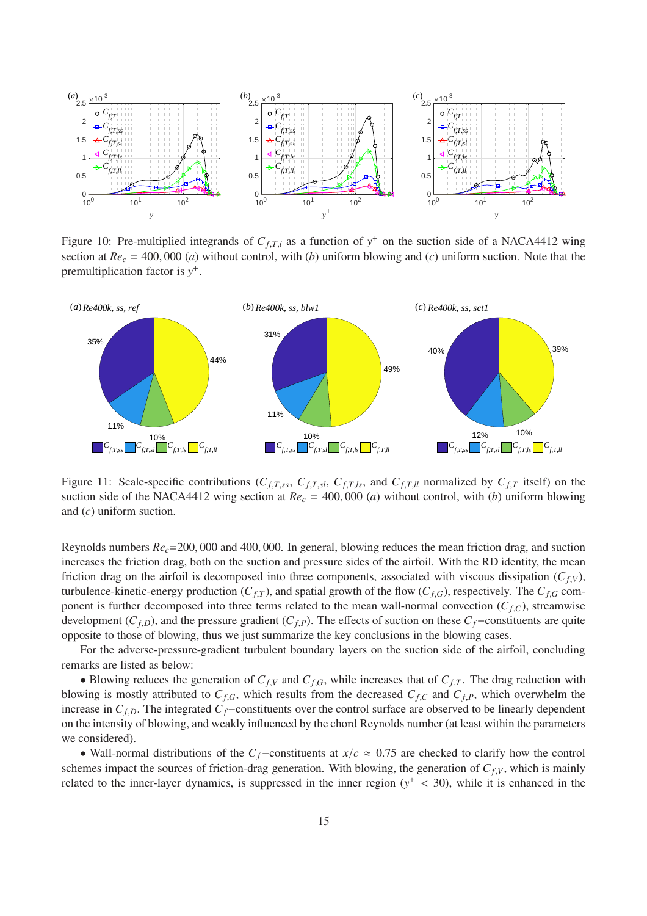Figure 10: Pre-multiplied integrands of $C_{f,T,i}$ as a function of $y^+$ on the suction side of a NACA4412 wing section at $Re_c = 400,000$ (*a*) without control, with (*b*) uniform blowing and (*c*) uniform suction. Note that the premultiplication factor is $y^+$.

Figure 11: Scale-specific contributions ($C_{f,T,ss}$, $C_{f,T,sl}$, $C_{f,T,ls}$, and $C_{f,T,ll}$ normalized by $C_{f,T}$ itself) on the suction side of the NACA4412 wing section at $Re_c = 400,000$ (*a*) without control, with (*b*) uniform blowing and (*c*) uniform suction.

Reynolds numbers $Re_c$=200,000 and 400,000. In general, blowing reduces the mean friction drag, and suction increases the friction drag, both on the suction and pressure sides of the airfoil. With the RD identity, the mean friction drag on the airfoil is decomposed into three components, associated with viscous dissipation ($C_{f,V}$), turbulence-kinetic-energy production ($C_{f,T}$), and spatial growth of the flow ($C_{f,G}$), respectively. The $C_{f,G}$ component is further decomposed into three terms related to the mean wall-normal convection ($C_{f,C}$), streamwise development ($C_{f,D}$), and the pressure gradient ($C_{f,P}$). The effects of suction on these $C_f-$constituents are quite opposite to those of blowing, thus we just summarize the key conclusions in the blowing cases.

For the adverse-pressure-gradient turbulent boundary layers on the suction side of the airfoil, concluding remarks are listed as below:

• Blowing reduces the generation of $C_{f,V}$ and $C_{f,G}$, while increases that of $C_{f,T}$. The drag reduction with blowing is mostly attributed to $C_{f,G}$, which results from the decreased $C_{f,C}$ and $C_{f,P}$, which overwhelm the increase in $C_{f,D}$. The integrated $C_f-$constituents over the control surface are observed to be linearly dependent on the intensity of blowing, and weakly influenced by the chord Reynolds number (at least within the parameters we considered).

• Wall-normal distributions of the $C_f-$constituents at $x/c \approx 0.75$ are checked to clarify how the control schemes impact the sources of friction-drag generation. With blowing, the generation of $C_{f,V}$, which is mainly related to the inner-layer dynamics, is suppressed in the inner region ($y^+ < 30$), while it is enhanced in the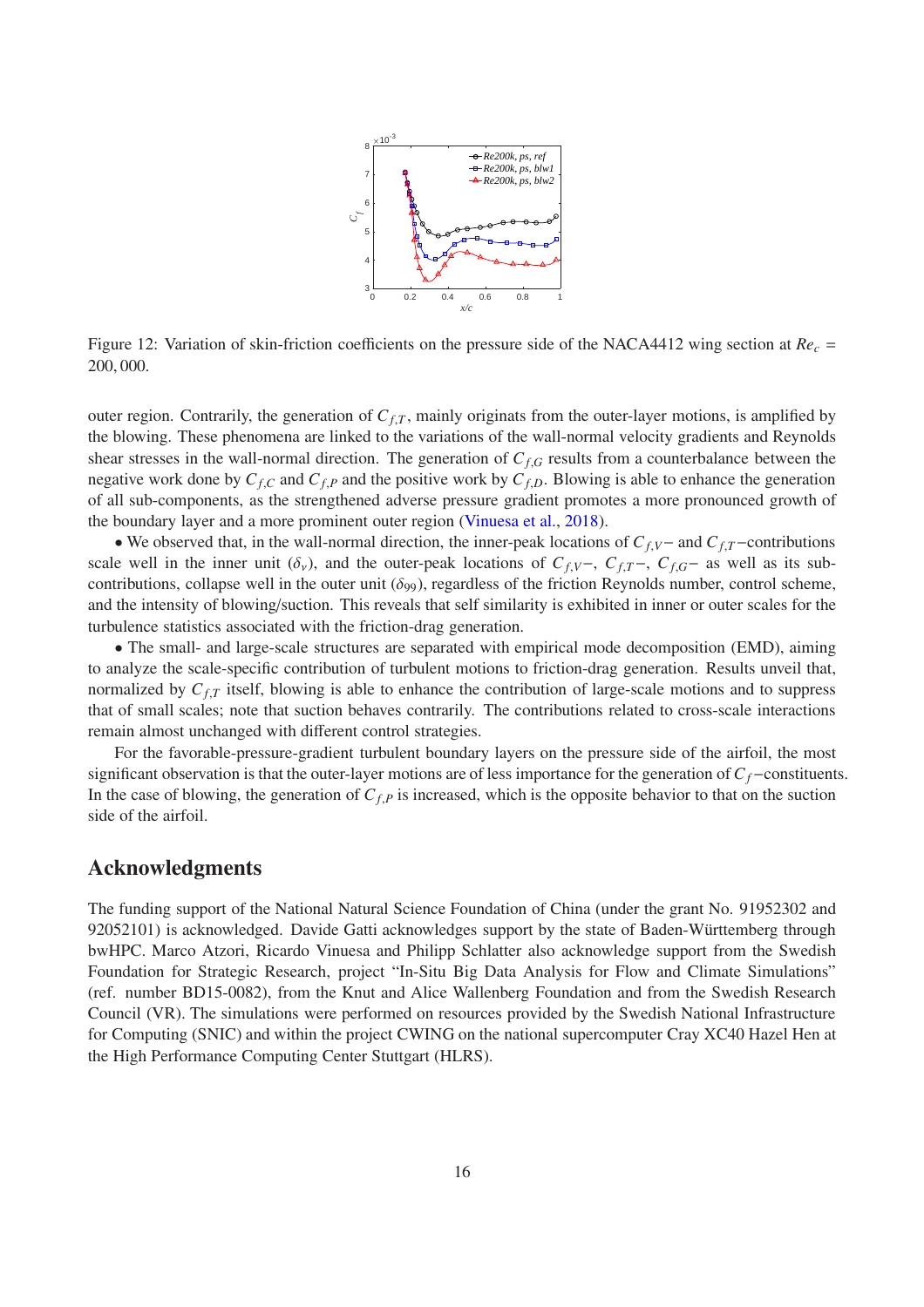Figure 12: Variation of skin-friction coefficients on the pressure side of the NACA4412 wing section at $Re_c = 200,000$.

outer region. Contrarily, the generation of $C_{f,T}$, mainly originats from the outer-layer motions, is amplified by the blowing. These phenomena are linked to the variations of the wall-normal velocity gradients and Reynolds shear stresses in the wall-normal direction. The generation of $C_{f,G}$ results from a counterbalance between the negative work done by $C_{f,C}$ and $C_{f,P}$ and the positive work by $C_{f,D}$. Blowing is able to enhance the generation of all sub-components, as the strengthened adverse pressure gradient promotes a more pronounced growth of the boundary layer and a more prominent outer region (Vinuesa et al., 2018).

• We observed that, in the wall-normal direction, the inner-peak locations of $C_{f,V}-$ and $C_{f,T}-$contributions scale well in the inner unit ($\delta_v$), and the outer-peak locations of $C_{f,V}-$, $C_{f,T}-$, $C_{f,G}-$ as well as its sub-contributions, collapse well in the outer unit ($\delta_{99}$), regardless of the friction Reynolds number, control scheme, and the intensity of blowing/suction. This reveals that self similarity is exhibited in inner or outer scales for the turbulence statistics associated with the friction-drag generation.

• The small- and large-scale structures are separated with empirical mode decomposition (EMD), aiming to analyze the scale-specific contribution of turbulent motions to friction-drag generation. Results unveil that, normalized by $C_{f,T}$ itself, blowing is able to enhance the contribution of large-scale motions and to suppress that of small scales; note that suction behaves contrarily. The contributions related to cross-scale interactions remain almost unchanged with different control strategies.

For the favorable-pressure-gradient turbulent boundary layers on the pressure side of the airfoil, the most significant observation is that the outer-layer motions are of less importance for the generation of $C_f-$constituents. In the case of blowing, the generation of $C_{f,P}$ is increased, which is the opposite behavior to that on the suction side of the airfoil.

## Acknowledgments

The funding support of the National Natural Science Foundation of China (under the grant No. 91952302 and 92052101) is acknowledged. Davide Gatti acknowledges support by the state of Baden-Württemberg through bwHPC. Marco Atzori, Ricardo Vinuesa and Philipp Schlatter also acknowledge support from the Swedish Foundation for Strategic Research, project "In-Situ Big Data Analysis for Flow and Climate Simulations" (ref. number BD15-0082), from the Knut and Alice Wallenberg Foundation and from the Swedish Research Council (VR). The simulations were performed on resources provided by the Swedish National Infrastructure for Computing (SNIC) and within the project CWING on the national supercomputer Cray XC40 Hazel Hen at the High Performance Computing Center Stuttgart (HLRS).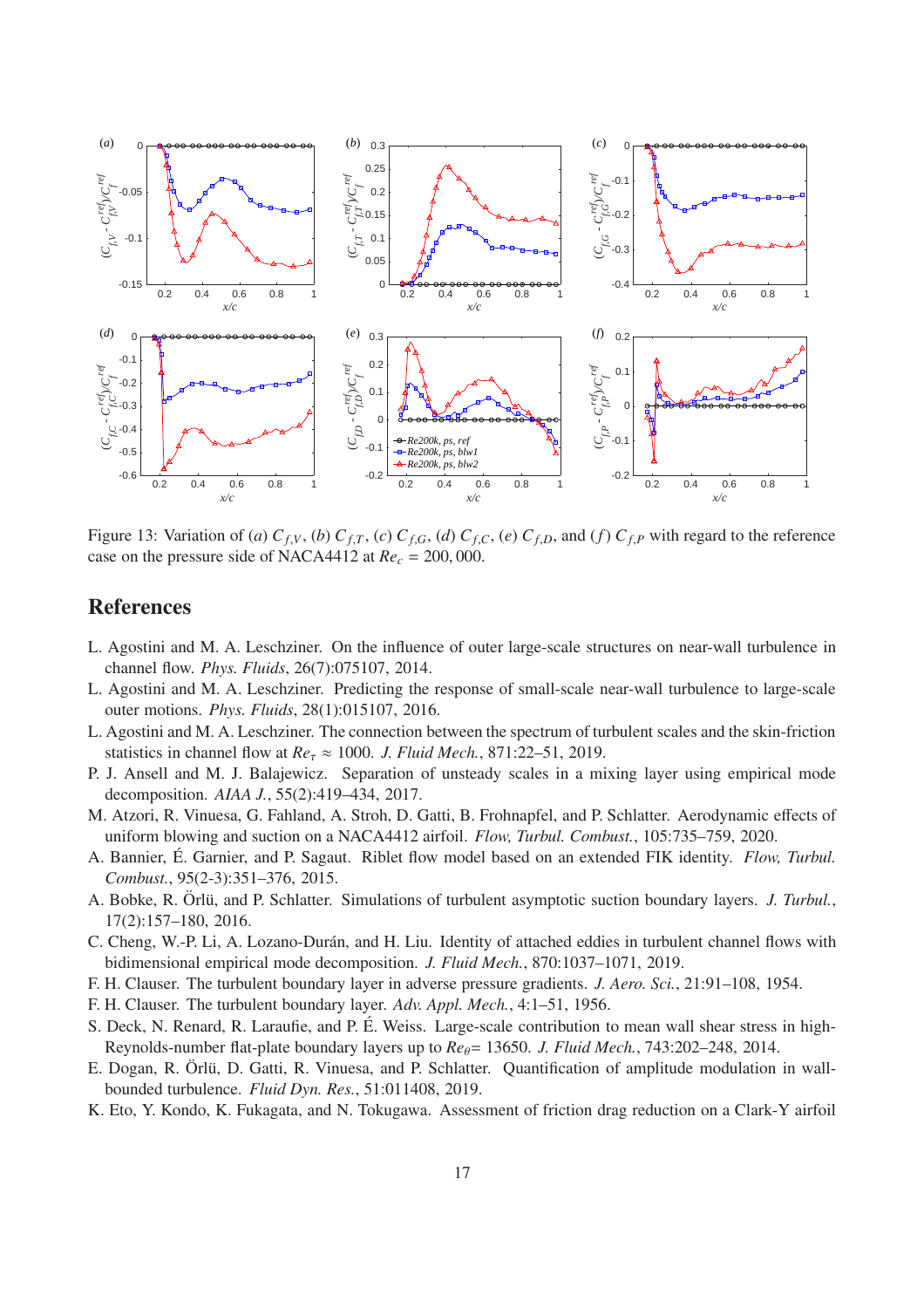Figure 13: Variation of (*a*) $C_{f,V}$, (*b*) $C_{f,T}$, (*c*) $C_{f,G}$, (*d*) $C_{f,C}$, (*e*) $C_{f,D}$, and (*f*) $C_{f,P}$ with regard to the reference case on the pressure side of NACA4412 at $Re_c$ = 200, 000.

## References

L. Agostini and M. A. Leschziner. On the influence of outer large-scale structures on near-wall turbulence in channel flow. *Phys. Fluids*, 26(7):075107, 2014.

L. Agostini and M. A. Leschziner. Predicting the response of small-scale near-wall turbulence to large-scale outer motions. *Phys. Fluids*, 28(1):015107, 2016.

L. Agostini and M. A. Leschziner. The connection between the spectrum of turbulent scales and the skin-friction statistics in channel flow at $Re_\tau \approx 1000$. *J. Fluid Mech.*, 871:22–51, 2019.

P. J. Ansell and M. J. Balajewicz. Separation of unsteady scales in a mixing layer using empirical mode decomposition. *AIAA J.*, 55(2):419–434, 2017.

M. Atzori, R. Vinuesa, G. Fahland, A. Stroh, D. Gatti, B. Frohnapfel, and P. Schlatter. Aerodynamic effects of uniform blowing and suction on a NACA4412 airfoil. *Flow, Turbul. Combust.*, 105:735–759, 2020.

A. Bannier, É. Garnier, and P. Sagaut. Riblet flow model based on an extended FIK identity. *Flow, Turbul. Combust.*, 95(2-3):351–376, 2015.

A. Bobke, R. Örlü, and P. Schlatter. Simulations of turbulent asymptotic suction boundary layers. *J. Turbul.*, 17(2):157–180, 2016.

C. Cheng, W.-P. Li, A. Lozano-Durán, and H. Liu. Identity of attached eddies in turbulent channel flows with bidimensional empirical mode decomposition. *J. Fluid Mech.*, 870:1037–1071, 2019.

F. H. Clauser. The turbulent boundary layer in adverse pressure gradients. *J. Aero. Sci.*, 21:91–108, 1954.

F. H. Clauser. The turbulent boundary layer. *Adv. Appl. Mech.*, 4:1–51, 1956.

S. Deck, N. Renard, R. Laraufie, and P. É. Weiss. Large-scale contribution to mean wall shear stress in high-Reynolds-number flat-plate boundary layers up to $Re_\theta$= 13650. *J. Fluid Mech.*, 743:202–248, 2014.

E. Dogan, R. Örlü, D. Gatti, R. Vinuesa, and P. Schlatter. Quantification of amplitude modulation in wall-bounded turbulence. *Fluid Dyn. Res.*, 51:011408, 2019.

K. Eto, Y. Kondo, K. Fukagata, and N. Tokugawa. Assessment of friction drag reduction on a Clark-Y airfoil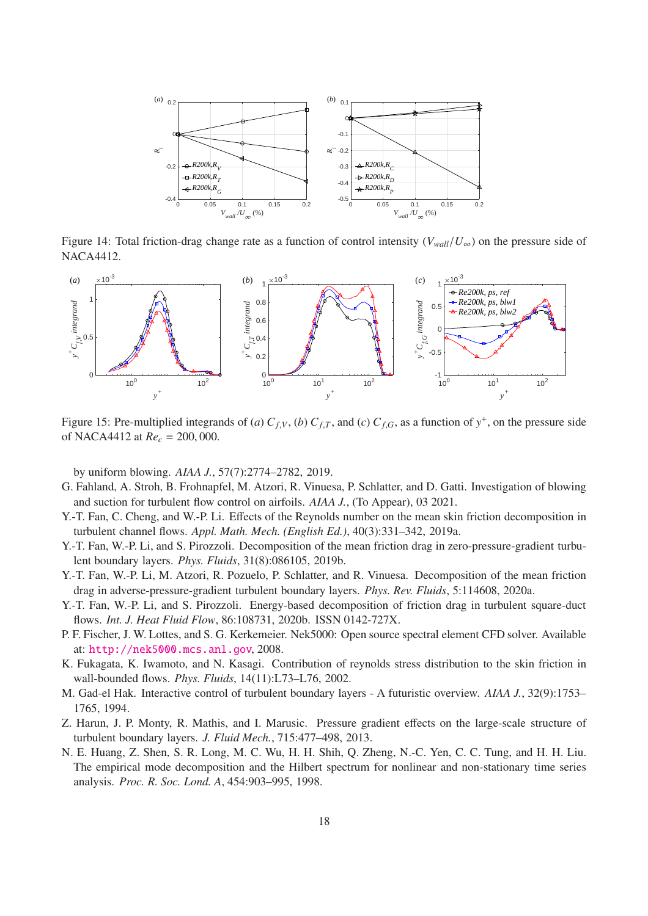Figure 14: Total friction-drag change rate as a function of control intensity ($V_{wall}/U_\infty$) on the pressure side of NACA4412.

Figure 15: Pre-multiplied integrands of (*a*) $C_{f,V}$, (*b*) $C_{f,T}$, and (*c*) $C_{f,G}$, as a function of $y^+$, on the pressure side of NACA4412 at $Re_c$ = 200, 000.

by uniform blowing. *AIAA J.*, 57(7):2774–2782, 2019.

G. Fahland, A. Stroh, B. Frohnapfel, M. Atzori, R. Vinuesa, P. Schlatter, and D. Gatti. Investigation of blowing and suction for turbulent flow control on airfoils. *AIAA J.*, (To Appear), 03 2021.

Y.-T. Fan, C. Cheng, and W.-P. Li. Effects of the Reynolds number on the mean skin friction decomposition in turbulent channel flows. *Appl. Math. Mech. (English Ed.)*, 40(3):331–342, 2019a.

Y.-T. Fan, W.-P. Li, and S. Pirozzoli. Decomposition of the mean friction drag in zero-pressure-gradient turbulent boundary layers. *Phys. Fluids*, 31(8):086105, 2019b.

Y.-T. Fan, W.-P. Li, M. Atzori, R. Pozuelo, P. Schlatter, and R. Vinuesa. Decomposition of the mean friction drag in adverse-pressure-gradient turbulent boundary layers. *Phys. Rev. Fluids*, 5:114608, 2020a.

Y.-T. Fan, W.-P. Li, and S. Pirozzoli. Energy-based decomposition of friction drag in turbulent square-duct flows. *Int. J. Heat Fluid Flow*, 86:108731, 2020b. ISSN 0142-727X.

P. F. Fischer, J. W. Lottes, and S. G. Kerkemeier. Nek5000: Open source spectral element CFD solver. Available at: http://nek5000.mcs.anl.gov, 2008.

K. Fukagata, K. Iwamoto, and N. Kasagi. Contribution of reynolds stress distribution to the skin friction in wall-bounded flows. *Phys. Fluids*, 14(11):L73–L76, 2002.

M. Gad-el Hak. Interactive control of turbulent boundary layers - A futuristic overview. *AIAA J.*, 32(9):1753–1765, 1994.

Z. Harun, J. P. Monty, R. Mathis, and I. Marusic. Pressure gradient effects on the large-scale structure of turbulent boundary layers. *J. Fluid Mech.*, 715:477–498, 2013.

N. E. Huang, Z. Shen, S. R. Long, M. C. Wu, H. H. Shih, Q. Zheng, N.-C. Yen, C. C. Tung, and H. H. Liu. The empirical mode decomposition and the Hilbert spectrum for nonlinear and non-stationary time series analysis. *Proc. R. Soc. Lond. A*, 454:903–995, 1998.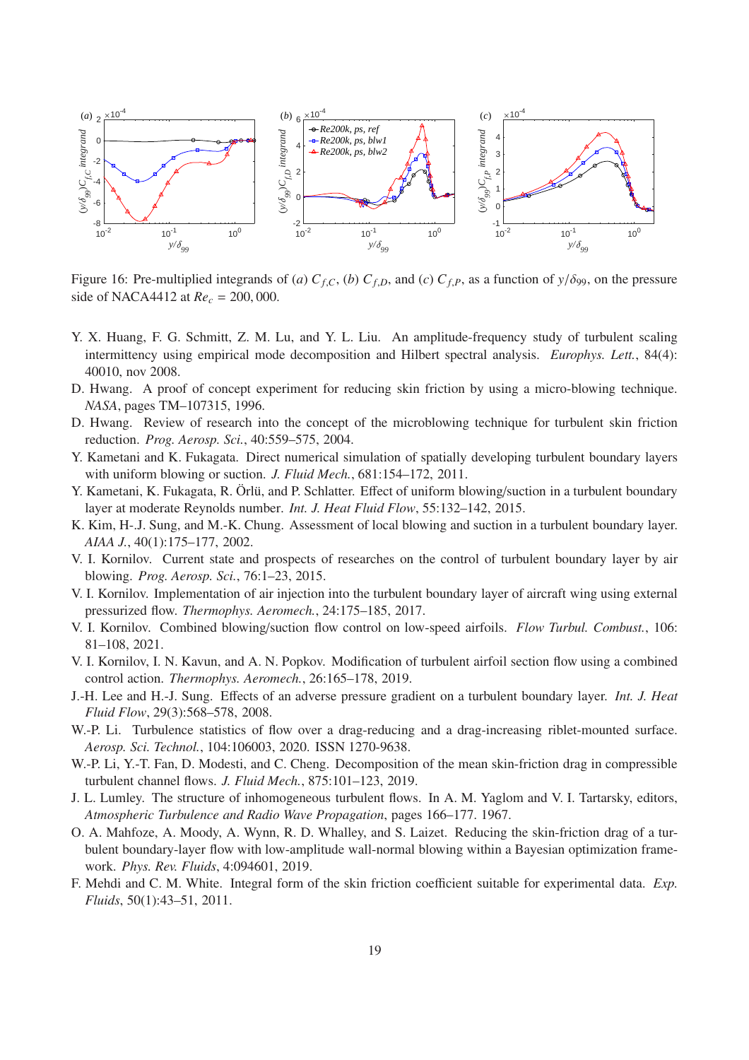Figure 16: Pre-multiplied integrands of (*a*) $C_{f,C}$, (*b*) $C_{f,D}$, and (*c*) $C_{f,P}$, as a function of $y/\delta_{99}$, on the pressure side of NACA4412 at $Re_c = 200,000$.

Y. X. Huang, F. G. Schmitt, Z. M. Lu, and Y. L. Liu. An amplitude-frequency study of turbulent scaling intermittency using empirical mode decomposition and Hilbert spectral analysis. *Europhys. Lett.*, 84(4): 40010, nov 2008.

D. Hwang. A proof of concept experiment for reducing skin friction by using a micro-blowing technique. *NASA*, pages TM–107315, 1996.

D. Hwang. Review of research into the concept of the microblowing technique for turbulent skin friction reduction. *Prog. Aerosp. Sci.*, 40:559–575, 2004.

Y. Kametani and K. Fukagata. Direct numerical simulation of spatially developing turbulent boundary layers with uniform blowing or suction. *J. Fluid Mech.*, 681:154–172, 2011.

Y. Kametani, K. Fukagata, R. Örlü, and P. Schlatter. Effect of uniform blowing/suction in a turbulent boundary layer at moderate Reynolds number. *Int. J. Heat Fluid Flow*, 55:132–142, 2015.

K. Kim, H.-J. Sung, and M.-K. Chung. Assessment of local blowing and suction in a turbulent boundary layer. *AIAA J.*, 40(1):175–177, 2002.

V. I. Kornilov. Current state and prospects of researches on the control of turbulent boundary layer by air blowing. *Prog. Aerosp. Sci.*, 76:1–23, 2015.

V. I. Kornilov. Implementation of air injection into the turbulent boundary layer of aircraft wing using external pressurized flow. *Thermophys. Aeromech.*, 24:175–185, 2017.

V. I. Kornilov. Combined blowing/suction flow control on low-speed airfoils. *Flow Turbul. Combust.*, 106: 81–108, 2021.

V. I. Kornilov, I. N. Kavun, and A. N. Popkov. Modification of turbulent airfoil section flow using a combined control action. *Thermophys. Aeromech.*, 26:165–178, 2019.

J.-H. Lee and H.-J. Sung. Effects of an adverse pressure gradient on a turbulent boundary layer. *Int. J. Heat Fluid Flow*, 29(3):568–578, 2008.

W.-P. Li. Turbulence statistics of flow over a drag-reducing and a drag-increasing riblet-mounted surface. *Aerosp. Sci. Technol.*, 104:106003, 2020. ISSN 1270-9638.

W.-P. Li, Y.-T. Fan, D. Modesti, and C. Cheng. Decomposition of the mean skin-friction drag in compressible turbulent channel flows. *J. Fluid Mech.*, 875:101–123, 2019.

J. L. Lumley. The structure of inhomogeneous turbulent flows. In A. M. Yaglom and V. I. Tartarsky, editors, *Atmospheric Turbulence and Radio Wave Propagation*, pages 166–177. 1967.

O. A. Mahfoze, A. Moody, A. Wynn, R. D. Whalley, and S. Laizet. Reducing the skin-friction drag of a turbulent boundary-layer flow with low-amplitude wall-normal blowing within a Bayesian optimization framework. *Phys. Rev. Fluids*, 4:094601, 2019.

F. Mehdi and C. M. White. Integral form of the skin friction coefficient suitable for experimental data. *Exp. Fluids*, 50(1):43–51, 2011.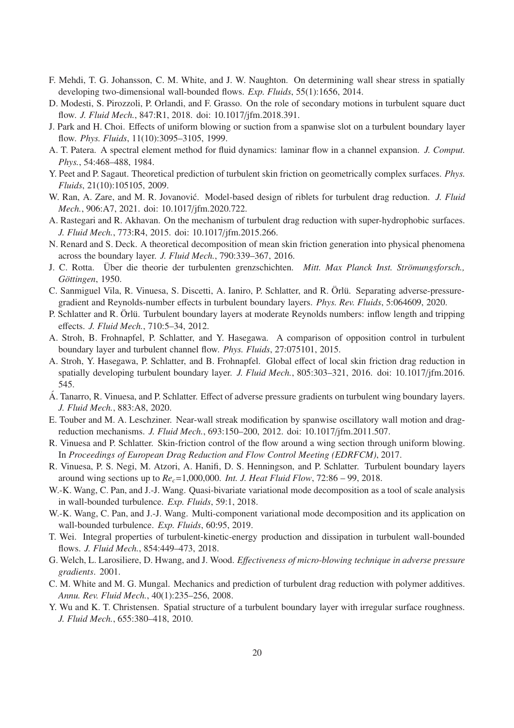F. Mehdi, T. G. Johansson, C. M. White, and J. W. Naughton. On determining wall shear stress in spatially developing two-dimensional wall-bounded flows. *Exp. Fluids*, 55(1):1656, 2014.

D. Modesti, S. Pirozzoli, P. Orlandi, and F. Grasso. On the role of secondary motions in turbulent square duct flow. *J. Fluid Mech.*, 847:R1, 2018. doi: 10.1017/jfm.2018.391.

J. Park and H. Choi. Effects of uniform blowing or suction from a spanwise slot on a turbulent boundary layer flow. *Phys. Fluids*, 11(10):3095–3105, 1999.

A. T. Patera. A spectral element method for fluid dynamics: laminar flow in a channel expansion. *J. Comput. Phys.*, 54:468–488, 1984.

Y. Peet and P. Sagaut. Theoretical prediction of turbulent skin friction on geometrically complex surfaces. *Phys. Fluids*, 21(10):105105, 2009.

W. Ran, A. Zare, and M. R. Jovanović. Model-based design of riblets for turbulent drag reduction. *J. Fluid Mech.*, 906:A7, 2021. doi: 10.1017/jfm.2020.722.

A. Rastegari and R. Akhavan. On the mechanism of turbulent drag reduction with super-hydrophobic surfaces. *J. Fluid Mech.*, 773:R4, 2015. doi: 10.1017/jfm.2015.266.

N. Renard and S. Deck. A theoretical decomposition of mean skin friction generation into physical phenomena across the boundary layer. *J. Fluid Mech.*, 790:339–367, 2016.

J. C. Rotta. Über die theorie der turbulenten grenzschichten. *Mitt. Max Planck Inst. Strömungsforsch., Göttingen*, 1950.

C. Sanmiguel Vila, R. Vinuesa, S. Discetti, A. Ianiro, P. Schlatter, and R. Örlü. Separating adverse-pressure-gradient and Reynolds-number effects in turbulent boundary layers. *Phys. Rev. Fluids*, 5:064609, 2020.

P. Schlatter and R. Örlü. Turbulent boundary layers at moderate Reynolds numbers: inflow length and tripping effects. *J. Fluid Mech.*, 710:5–34, 2012.

A. Stroh, B. Frohnapfel, P. Schlatter, and Y. Hasegawa. A comparison of opposition control in turbulent boundary layer and turbulent channel flow. *Phys. Fluids*, 27:075101, 2015.

A. Stroh, Y. Hasegawa, P. Schlatter, and B. Frohnapfel. Global effect of local skin friction drag reduction in spatially developing turbulent boundary layer. *J. Fluid Mech.*, 805:303–321, 2016. doi: 10.1017/jfm.2016.545.

Á. Tanarro, R. Vinuesa, and P. Schlatter. Effect of adverse pressure gradients on turbulent wing boundary layers. *J. Fluid Mech.*, 883:A8, 2020.

E. Touber and M. A. Leschziner. Near-wall streak modification by spanwise oscillatory wall motion and drag-reduction mechanisms. *J. Fluid Mech.*, 693:150–200, 2012. doi: 10.1017/jfm.2011.507.

R. Vinuesa and P. Schlatter. Skin-friction control of the flow around a wing section through uniform blowing. In *Proceedings of European Drag Reduction and Flow Control Meeting (EDRFCM)*, 2017.

R. Vinuesa, P. S. Negi, M. Atzori, A. Hanifi, D. S. Henningson, and P. Schlatter. Turbulent boundary layers around wing sections up to $Re_c$=1,000,000. *Int. J. Heat Fluid Flow*, 72:86 – 99, 2018.

W.-K. Wang, C. Pan, and J.-J. Wang. Quasi-bivariate variational mode decomposition as a tool of scale analysis in wall-bounded turbulence. *Exp. Fluids*, 59:1, 2018.

W.-K. Wang, C. Pan, and J.-J. Wang. Multi-component variational mode decomposition and its application on wall-bounded turbulence. *Exp. Fluids*, 60:95, 2019.

T. Wei. Integral properties of turbulent-kinetic-energy production and dissipation in turbulent wall-bounded flows. *J. Fluid Mech.*, 854:449–473, 2018.

G. Welch, L. Larosiliere, D. Hwang, and J. Wood. *Effectiveness of micro-blowing technique in adverse pressure gradients*. 2001.

C. M. White and M. G. Mungal. Mechanics and prediction of turbulent drag reduction with polymer additives. *Annu. Rev. Fluid Mech.*, 40(1):235–256, 2008.

Y. Wu and K. T. Christensen. Spatial structure of a turbulent boundary layer with irregular surface roughness. *J. Fluid Mech.*, 655:380–418, 2010.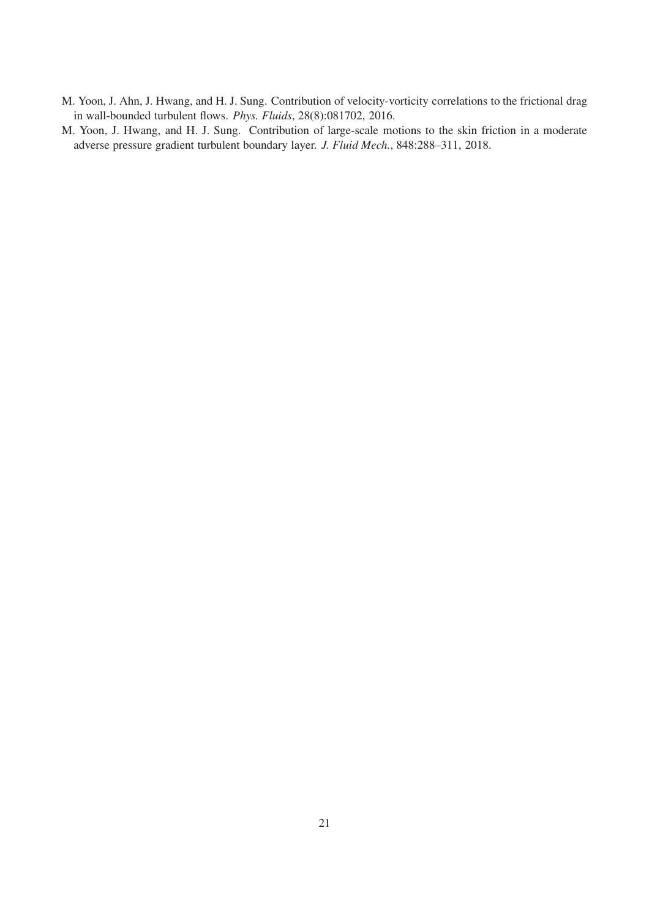M. Yoon, J. Ahn, J. Hwang, and H. J. Sung. Contribution of velocity-vorticity correlations to the frictional drag in wall-bounded turbulent flows. *Phys. Fluids*, 28(8):081702, 2016.

M. Yoon, J. Hwang, and H. J. Sung. Contribution of large-scale motions to the skin friction in a moderate adverse pressure gradient turbulent boundary layer. *J. Fluid Mech.*, 848:288–311, 2018.